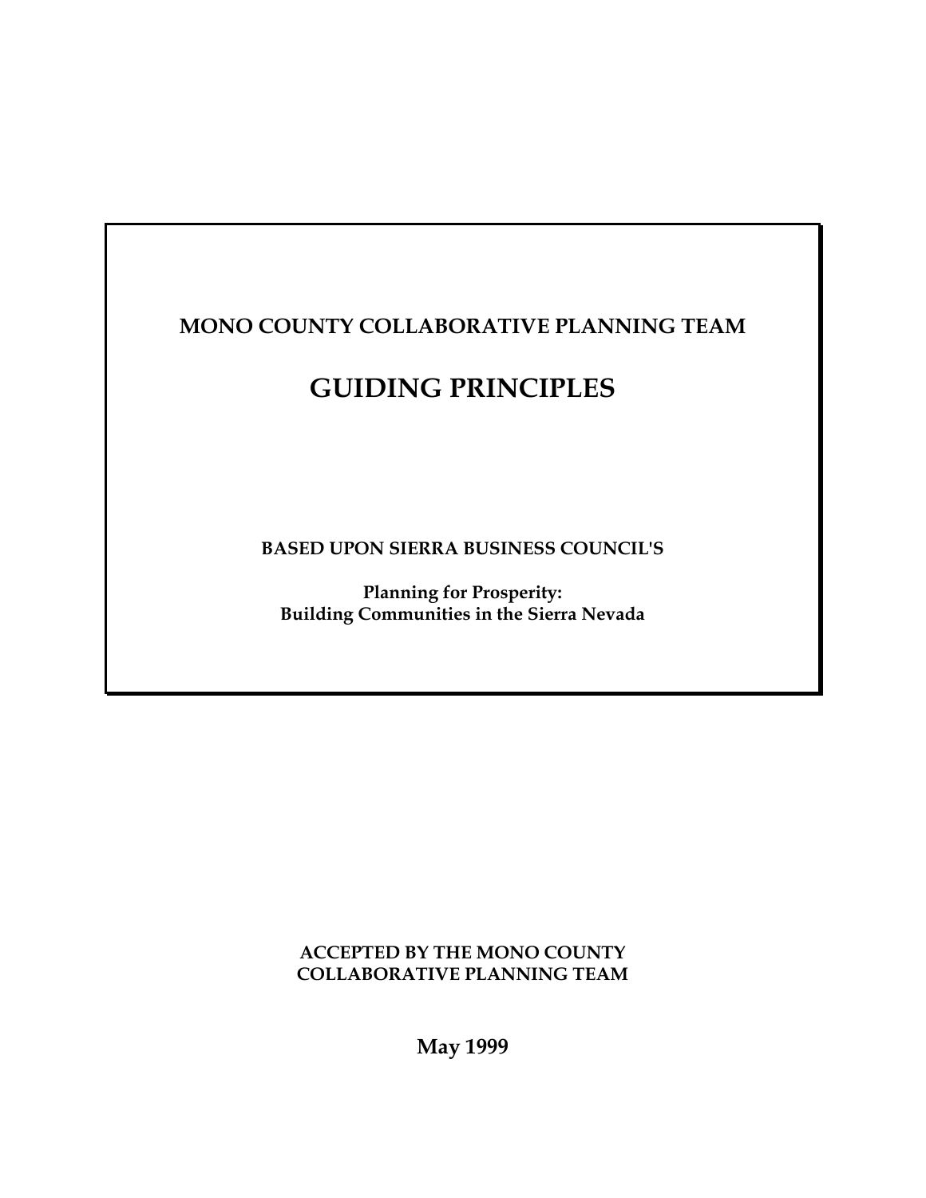**MONO COUNTY COLLABORATIVE PLANNING TEAM**

# GUIDING PRINCIPLES

**BASED UPON SIERRA BUSINESS COUNCIL'S**

**Planning for Prosperity:**
**Building Communities in the Sierra Nevada**

**ACCEPTED BY THE MONO COUNTY**
**COLLABORATIVE PLANNING TEAM**

**May 1999**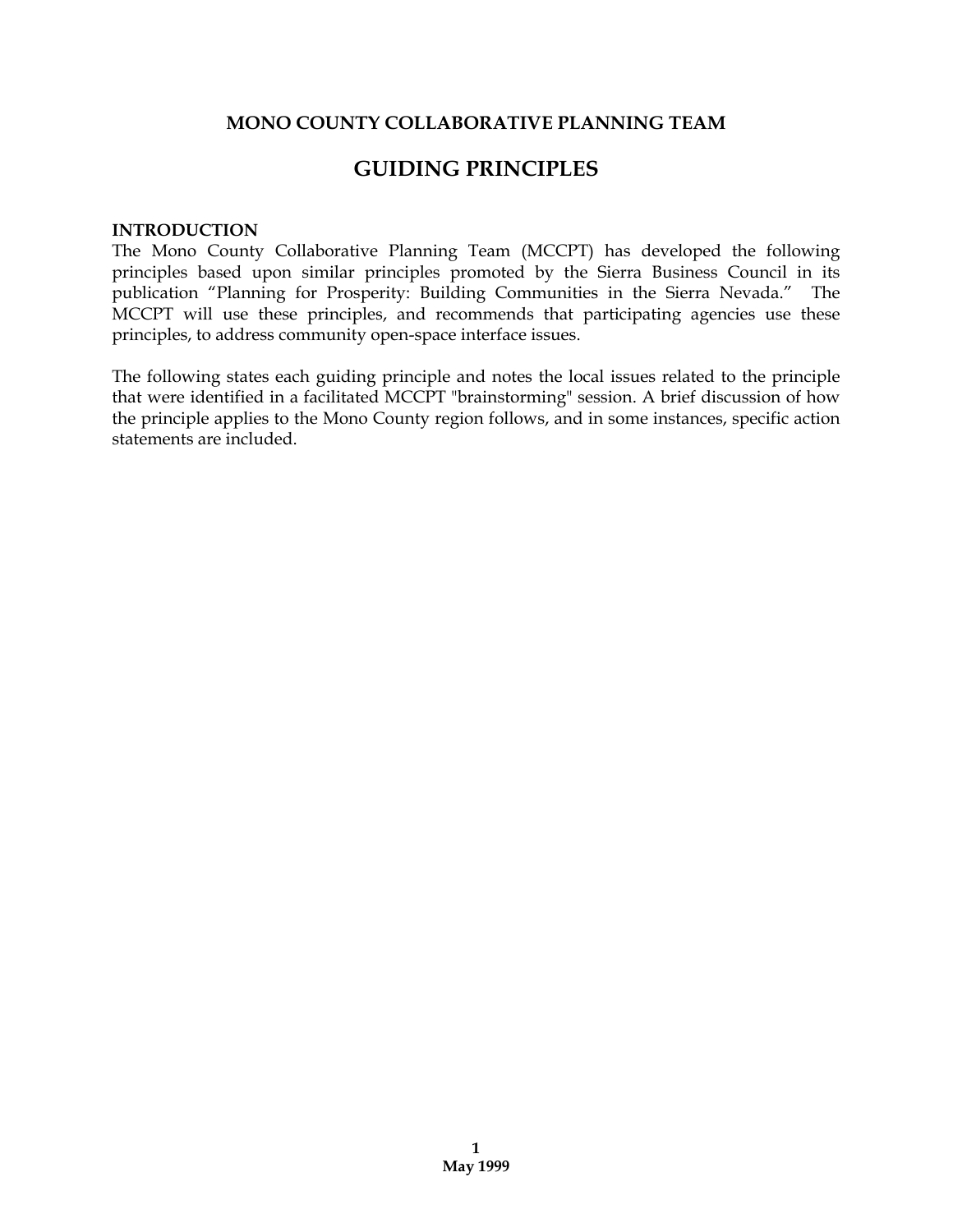## MONO COUNTY COLLABORATIVE PLANNING TEAM

# GUIDING PRINCIPLES

**INTRODUCTION**

The Mono County Collaborative Planning Team (MCCPT) has developed the following principles based upon similar principles promoted by the Sierra Business Council in its publication "Planning for Prosperity: Building Communities in the Sierra Nevada." The MCCPT will use these principles, and recommends that participating agencies use these principles, to address community open-space interface issues.

The following states each guiding principle and notes the local issues related to the principle that were identified in a facilitated MCCPT "brainstorming" session. A brief discussion of how the principle applies to the Mono County region follows, and in some instances, specific action statements are included.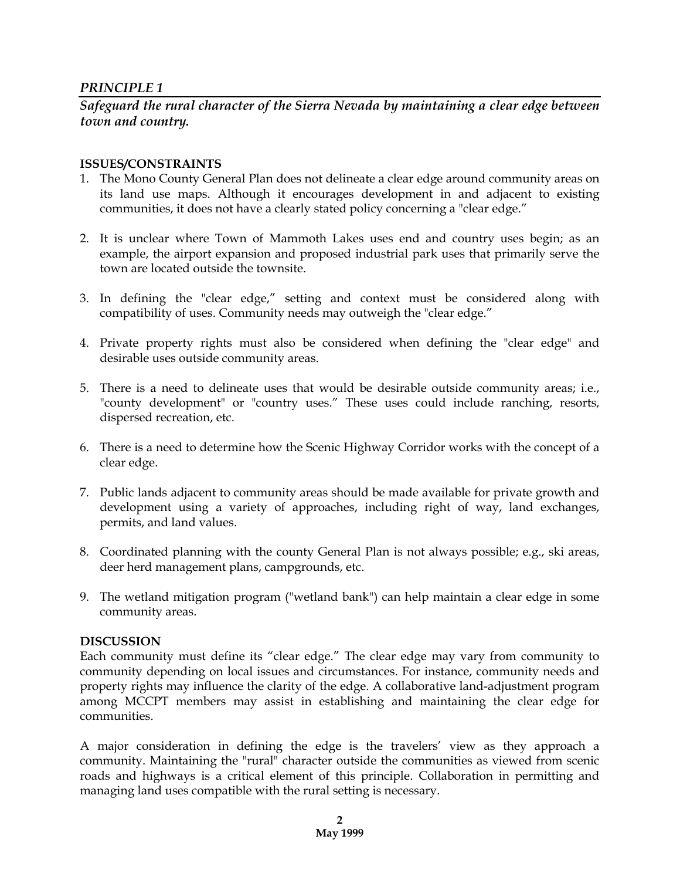## *PRINCIPLE 1*

***Safeguard the rural character of the Sierra Nevada by maintaining a clear edge between town and country.***

**ISSUES/CONSTRAINTS**

1. The Mono County General Plan does not delineate a clear edge around community areas on its land use maps. Although it encourages development in and adjacent to existing communities, it does not have a clearly stated policy concerning a "clear edge."

2. It is unclear where Town of Mammoth Lakes uses end and country uses begin; as an example, the airport expansion and proposed industrial park uses that primarily serve the town are located outside the townsite.

3. In defining the "clear edge," setting and context must be considered along with compatibility of uses. Community needs may outweigh the "clear edge."

4. Private property rights must also be considered when defining the "clear edge" and desirable uses outside community areas.

5. There is a need to delineate uses that would be desirable outside community areas; i.e., "county development" or "country uses." These uses could include ranching, resorts, dispersed recreation, etc.

6. There is a need to determine how the Scenic Highway Corridor works with the concept of a clear edge.

7. Public lands adjacent to community areas should be made available for private growth and development using a variety of approaches, including right of way, land exchanges, permits, and land values.

8. Coordinated planning with the county General Plan is not always possible; e.g., ski areas, deer herd management plans, campgrounds, etc.

9. The wetland mitigation program ("wetland bank") can help maintain a clear edge in some community areas.

**DISCUSSION**

Each community must define its "clear edge." The clear edge may vary from community to community depending on local issues and circumstances. For instance, community needs and property rights may influence the clarity of the edge. A collaborative land-adjustment program among MCCPT members may assist in establishing and maintaining the clear edge for communities.

A major consideration in defining the edge is the travelers' view as they approach a community. Maintaining the "rural" character outside the communities as viewed from scenic roads and highways is a critical element of this principle. Collaboration in permitting and managing land uses compatible with the rural setting is necessary.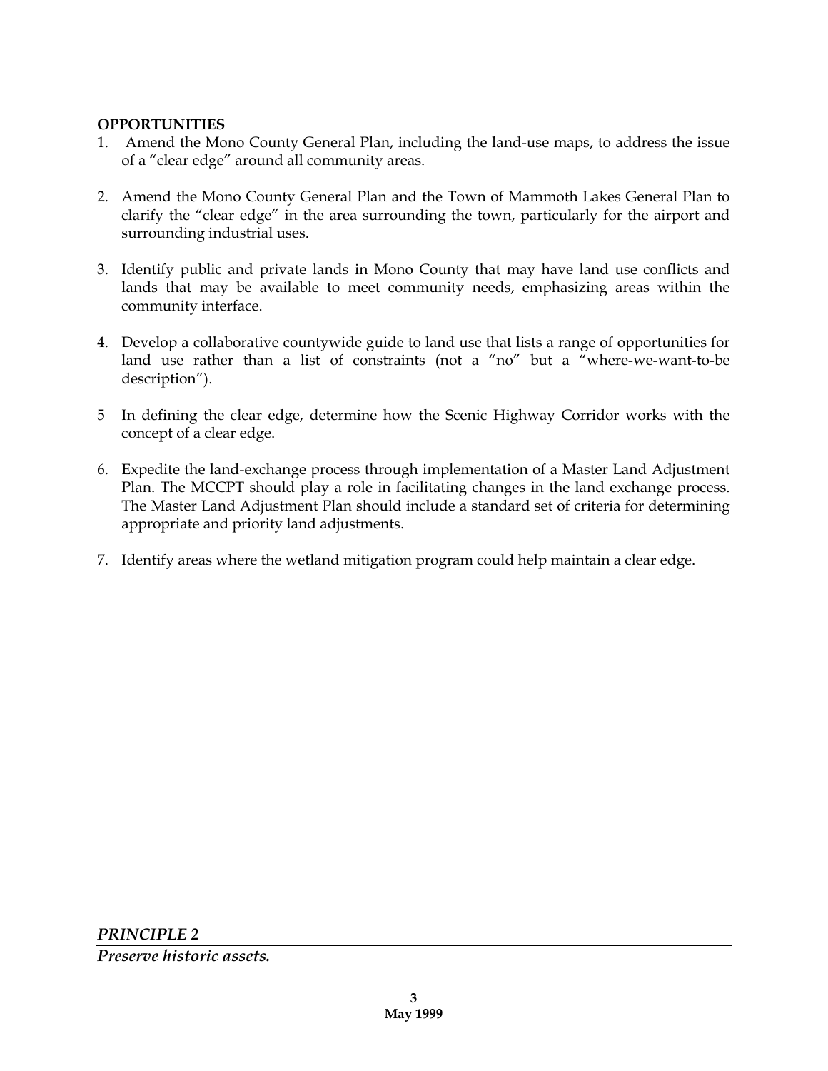**OPPORTUNITIES**

1. Amend the Mono County General Plan, including the land-use maps, to address the issue of a "clear edge" around all community areas.

2. Amend the Mono County General Plan and the Town of Mammoth Lakes General Plan to clarify the "clear edge" in the area surrounding the town, particularly for the airport and surrounding industrial uses.

3. Identify public and private lands in Mono County that may have land use conflicts and lands that may be available to meet community needs, emphasizing areas within the community interface.

4. Develop a collaborative countywide guide to land use that lists a range of opportunities for land use rather than a list of constraints (not a "no" but a "where-we-want-to-be description").

5. In defining the clear edge, determine how the Scenic Highway Corridor works with the concept of a clear edge.

6. Expedite the land-exchange process through implementation of a Master Land Adjustment Plan. The MCCPT should play a role in facilitating changes in the land exchange process. The Master Land Adjustment Plan should include a standard set of criteria for determining appropriate and priority land adjustments.

7. Identify areas where the wetland mitigation program could help maintain a clear edge.

## *PRINCIPLE 2*

***Preserve historic assets.***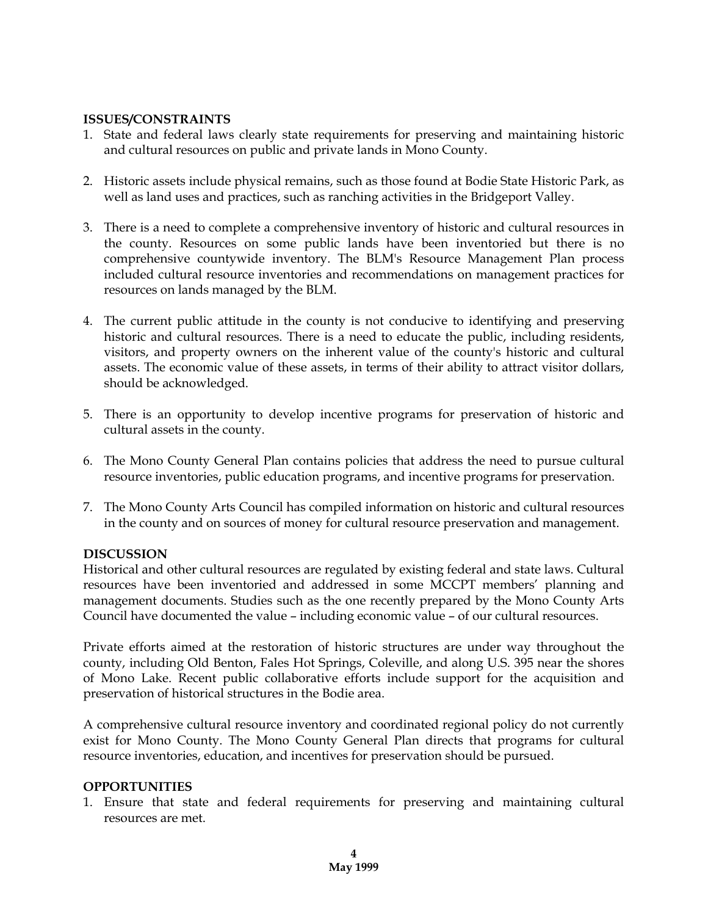**ISSUES/CONSTRAINTS**

1. State and federal laws clearly state requirements for preserving and maintaining historic and cultural resources on public and private lands in Mono County.

2. Historic assets include physical remains, such as those found at Bodie State Historic Park, as well as land uses and practices, such as ranching activities in the Bridgeport Valley.

3. There is a need to complete a comprehensive inventory of historic and cultural resources in the county. Resources on some public lands have been inventoried but there is no comprehensive countywide inventory. The BLM's Resource Management Plan process included cultural resource inventories and recommendations on management practices for resources on lands managed by the BLM.

4. The current public attitude in the county is not conducive to identifying and preserving historic and cultural resources. There is a need to educate the public, including residents, visitors, and property owners on the inherent value of the county's historic and cultural assets. The economic value of these assets, in terms of their ability to attract visitor dollars, should be acknowledged.

5. There is an opportunity to develop incentive programs for preservation of historic and cultural assets in the county.

6. The Mono County General Plan contains policies that address the need to pursue cultural resource inventories, public education programs, and incentive programs for preservation.

7. The Mono County Arts Council has compiled information on historic and cultural resources in the county and on sources of money for cultural resource preservation and management.

**DISCUSSION**

Historical and other cultural resources are regulated by existing federal and state laws. Cultural resources have been inventoried and addressed in some MCCPT members' planning and management documents. Studies such as the one recently prepared by the Mono County Arts Council have documented the value – including economic value – of our cultural resources.

Private efforts aimed at the restoration of historic structures are under way throughout the county, including Old Benton, Fales Hot Springs, Coleville, and along U.S. 395 near the shores of Mono Lake. Recent public collaborative efforts include support for the acquisition and preservation of historical structures in the Bodie area.

A comprehensive cultural resource inventory and coordinated regional policy do not currently exist for Mono County. The Mono County General Plan directs that programs for cultural resource inventories, education, and incentives for preservation should be pursued.

**OPPORTUNITIES**

1. Ensure that state and federal requirements for preserving and maintaining cultural resources are met.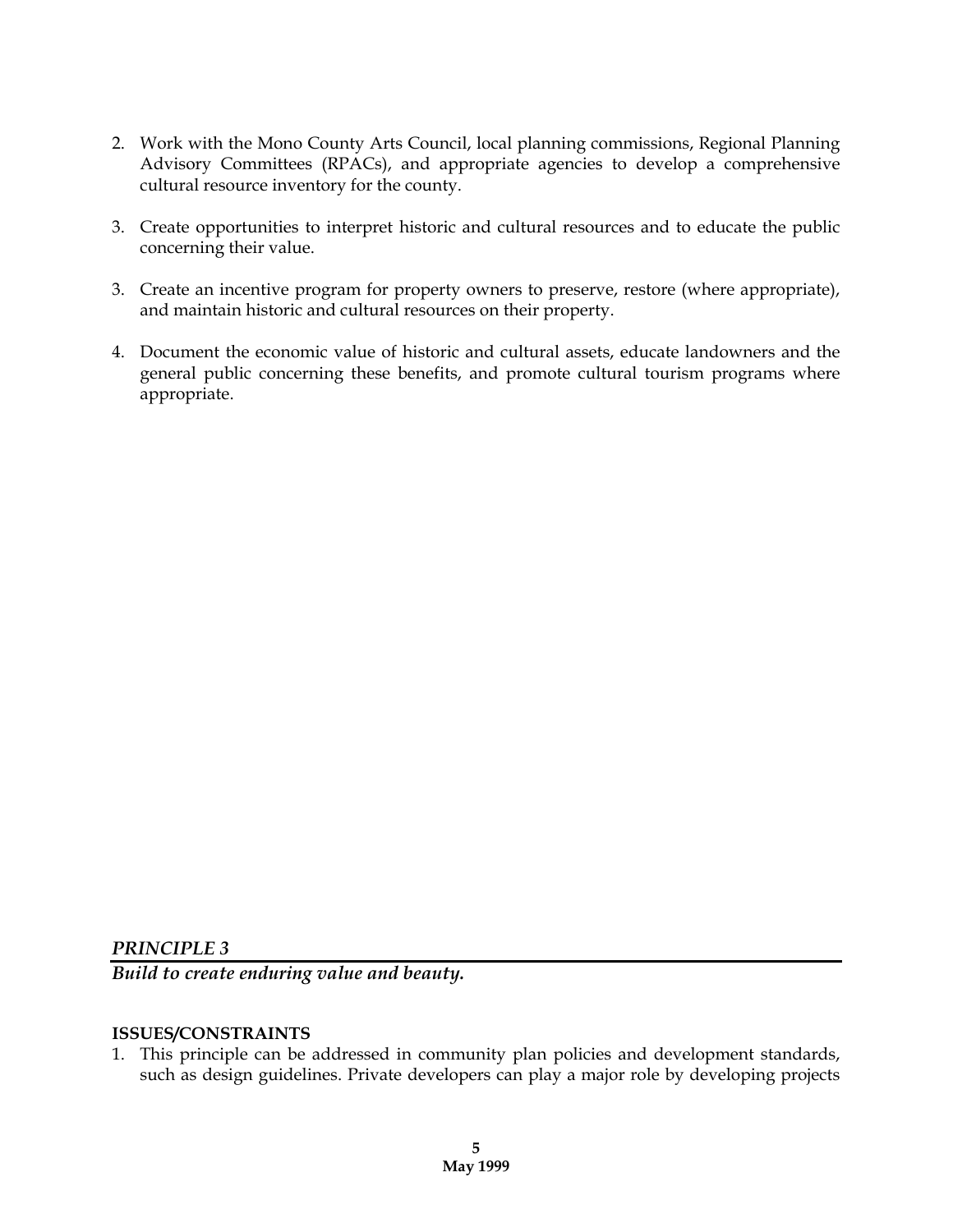2. Work with the Mono County Arts Council, local planning commissions, Regional Planning Advisory Committees (RPACs), and appropriate agencies to develop a comprehensive cultural resource inventory for the county.

3. Create opportunities to interpret historic and cultural resources and to educate the public concerning their value.

3. Create an incentive program for property owners to preserve, restore (where appropriate), and maintain historic and cultural resources on their property.

4. Document the economic value of historic and cultural assets, educate landowners and the general public concerning these benefits, and promote cultural tourism programs where appropriate.

## *PRINCIPLE 3*

***Build to create enduring value and beauty.***

**ISSUES/CONSTRAINTS**

1. This principle can be addressed in community plan policies and development standards, such as design guidelines. Private developers can play a major role by developing projects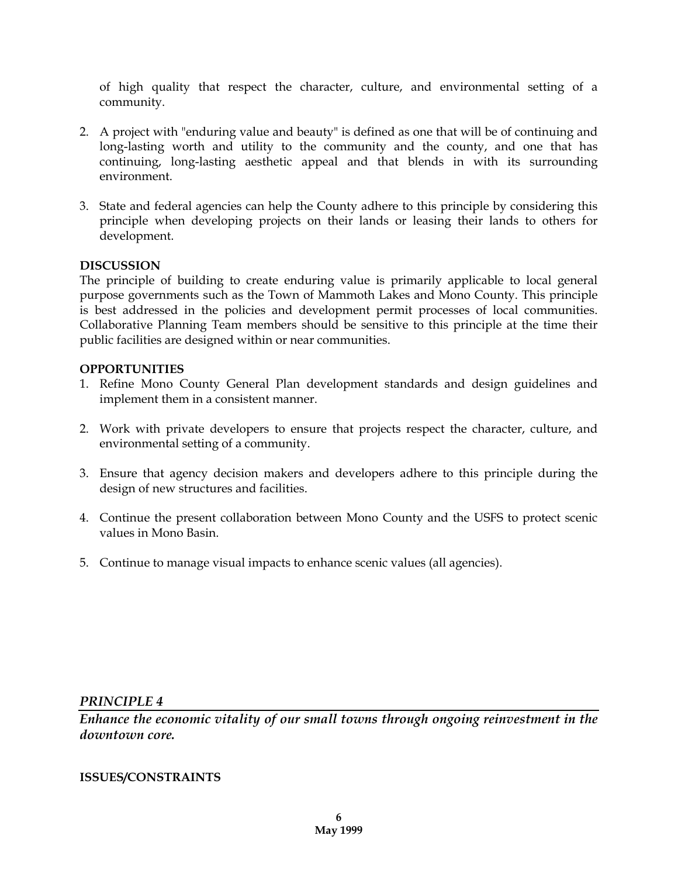of high quality that respect the character, culture, and environmental setting of a community.

2. A project with "enduring value and beauty" is defined as one that will be of continuing and long-lasting worth and utility to the community and the county, and one that has continuing, long-lasting aesthetic appeal and that blends in with its surrounding environment.

3. State and federal agencies can help the County adhere to this principle by considering this principle when developing projects on their lands or leasing their lands to others for development.

**DISCUSSION**

The principle of building to create enduring value is primarily applicable to local general purpose governments such as the Town of Mammoth Lakes and Mono County. This principle is best addressed in the policies and development permit processes of local communities. Collaborative Planning Team members should be sensitive to this principle at the time their public facilities are designed within or near communities.

**OPPORTUNITIES**

1. Refine Mono County General Plan development standards and design guidelines and implement them in a consistent manner.

2. Work with private developers to ensure that projects respect the character, culture, and environmental setting of a community.

3. Ensure that agency decision makers and developers adhere to this principle during the design of new structures and facilities.

4. Continue the present collaboration between Mono County and the USFS to protect scenic values in Mono Basin.

5. Continue to manage visual impacts to enhance scenic values (all agencies).

## *PRINCIPLE 4*

***Enhance the economic vitality of our small towns through ongoing reinvestment in the downtown core.***

**ISSUES/CONSTRAINTS**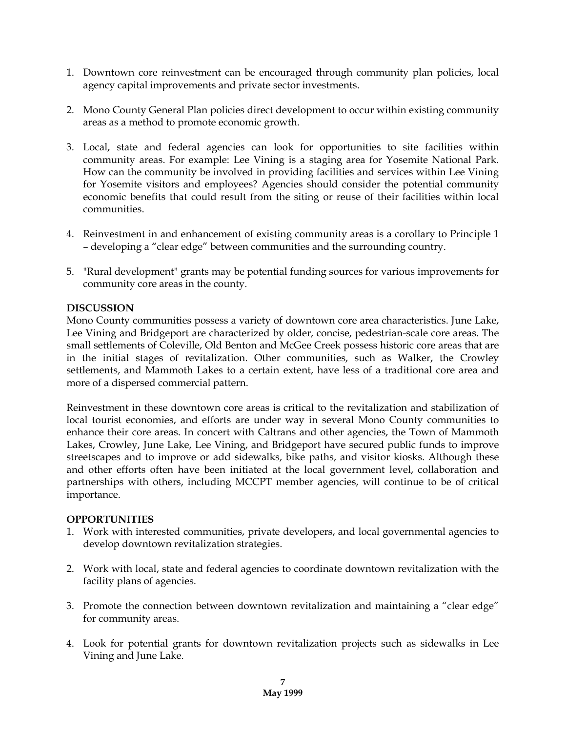1. Downtown core reinvestment can be encouraged through community plan policies, local agency capital improvements and private sector investments.

2. Mono County General Plan policies direct development to occur within existing community areas as a method to promote economic growth.

3. Local, state and federal agencies can look for opportunities to site facilities within community areas. For example: Lee Vining is a staging area for Yosemite National Park. How can the community be involved in providing facilities and services within Lee Vining for Yosemite visitors and employees? Agencies should consider the potential community economic benefits that could result from the siting or reuse of their facilities within local communities.

4. Reinvestment in and enhancement of existing community areas is a corollary to Principle 1 – developing a "clear edge" between communities and the surrounding country.

5. "Rural development" grants may be potential funding sources for various improvements for community core areas in the county.

**DISCUSSION**

Mono County communities possess a variety of downtown core area characteristics. June Lake, Lee Vining and Bridgeport are characterized by older, concise, pedestrian-scale core areas. The small settlements of Coleville, Old Benton and McGee Creek possess historic core areas that are in the initial stages of revitalization. Other communities, such as Walker, the Crowley settlements, and Mammoth Lakes to a certain extent, have less of a traditional core area and more of a dispersed commercial pattern.

Reinvestment in these downtown core areas is critical to the revitalization and stabilization of local tourist economies, and efforts are under way in several Mono County communities to enhance their core areas. In concert with Caltrans and other agencies, the Town of Mammoth Lakes, Crowley, June Lake, Lee Vining, and Bridgeport have secured public funds to improve streetscapes and to improve or add sidewalks, bike paths, and visitor kiosks. Although these and other efforts often have been initiated at the local government level, collaboration and partnerships with others, including MCCPT member agencies, will continue to be of critical importance.

**OPPORTUNITIES**

1. Work with interested communities, private developers, and local governmental agencies to develop downtown revitalization strategies.

2. Work with local, state and federal agencies to coordinate downtown revitalization with the facility plans of agencies.

3. Promote the connection between downtown revitalization and maintaining a "clear edge" for community areas.

4. Look for potential grants for downtown revitalization projects such as sidewalks in Lee Vining and June Lake.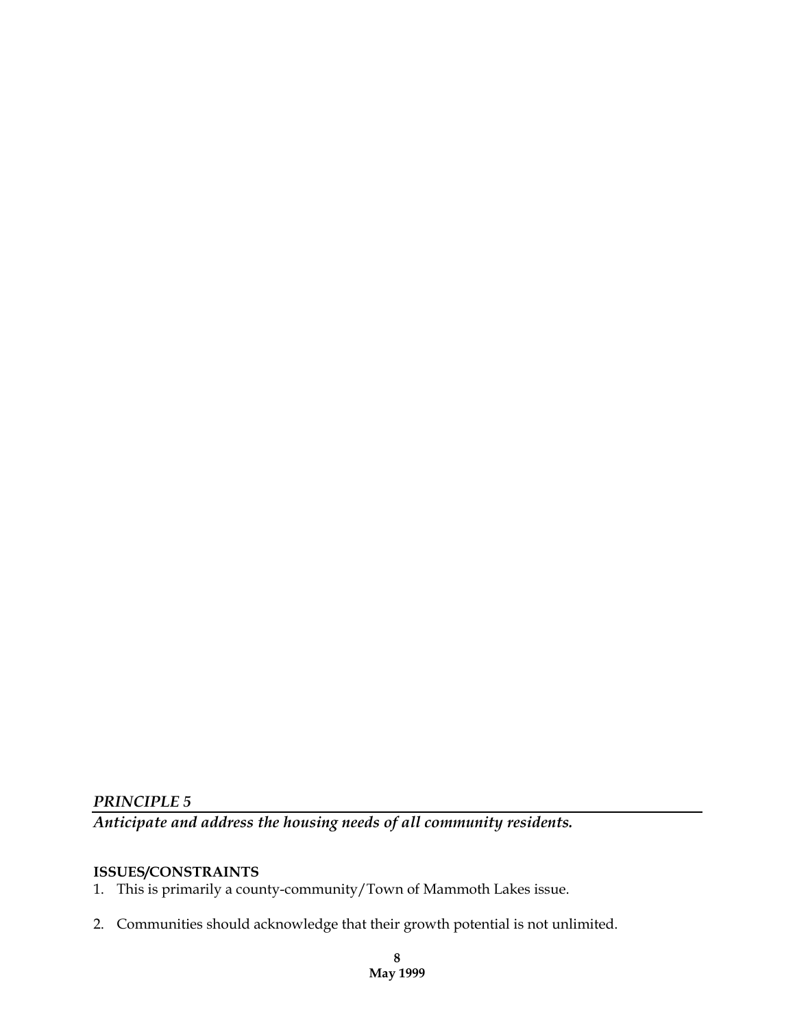## *PRINCIPLE 5*

***Anticipate and address the housing needs of all community residents.***

**ISSUES/CONSTRAINTS**

1. This is primarily a county-community/Town of Mammoth Lakes issue.

2. Communities should acknowledge that their growth potential is not unlimited.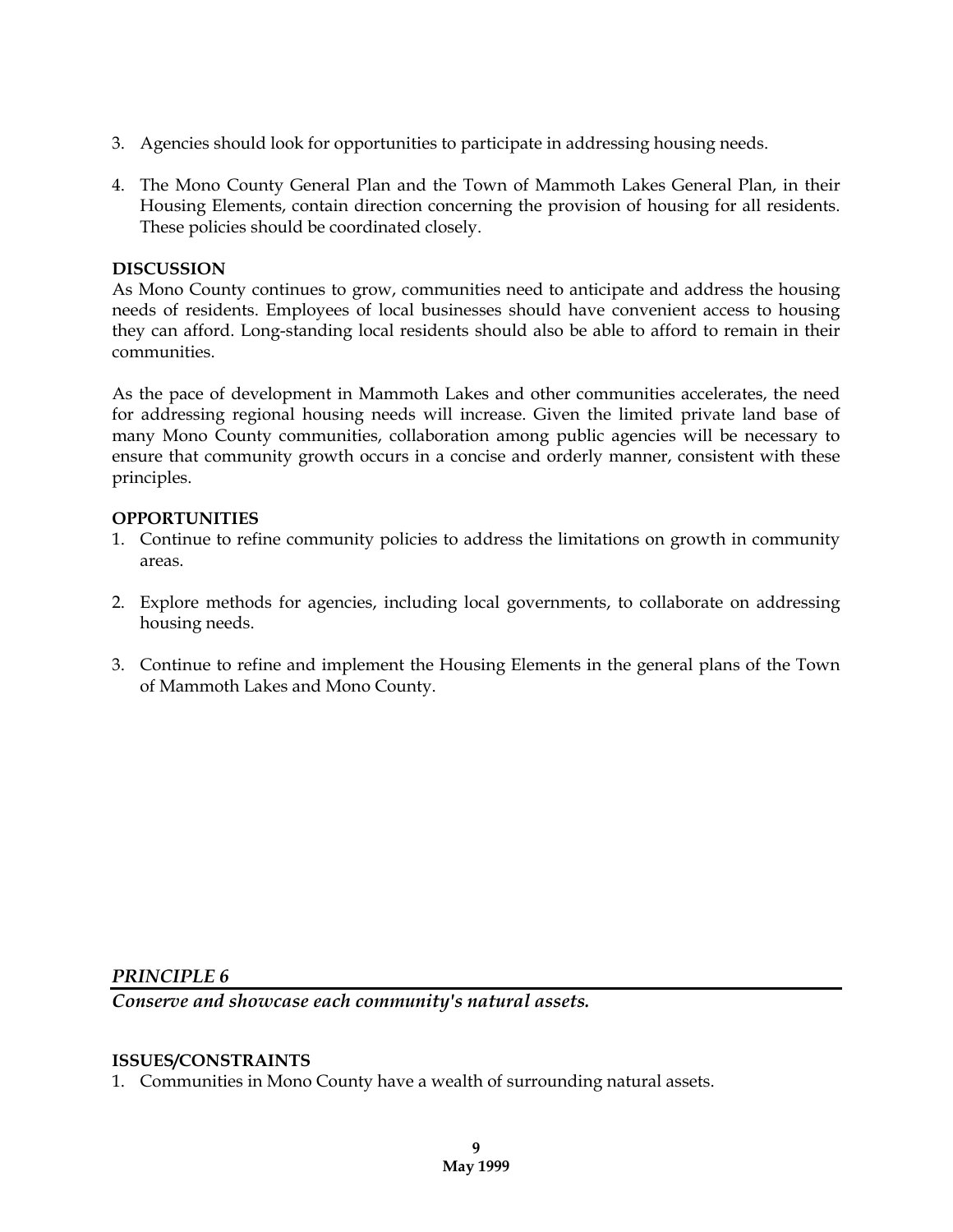3. Agencies should look for opportunities to participate in addressing housing needs.

4. The Mono County General Plan and the Town of Mammoth Lakes General Plan, in their Housing Elements, contain direction concerning the provision of housing for all residents. These policies should be coordinated closely.

**DISCUSSION**

As Mono County continues to grow, communities need to anticipate and address the housing needs of residents. Employees of local businesses should have convenient access to housing they can afford. Long-standing local residents should also be able to afford to remain in their communities.

As the pace of development in Mammoth Lakes and other communities accelerates, the need for addressing regional housing needs will increase. Given the limited private land base of many Mono County communities, collaboration among public agencies will be necessary to ensure that community growth occurs in a concise and orderly manner, consistent with these principles.

**OPPORTUNITIES**

1. Continue to refine community policies to address the limitations on growth in community areas.

2. Explore methods for agencies, including local governments, to collaborate on addressing housing needs.

3. Continue to refine and implement the Housing Elements in the general plans of the Town of Mammoth Lakes and Mono County.

## *PRINCIPLE 6*

***Conserve and showcase each community's natural assets.***

**ISSUES/CONSTRAINTS**

1. Communities in Mono County have a wealth of surrounding natural assets.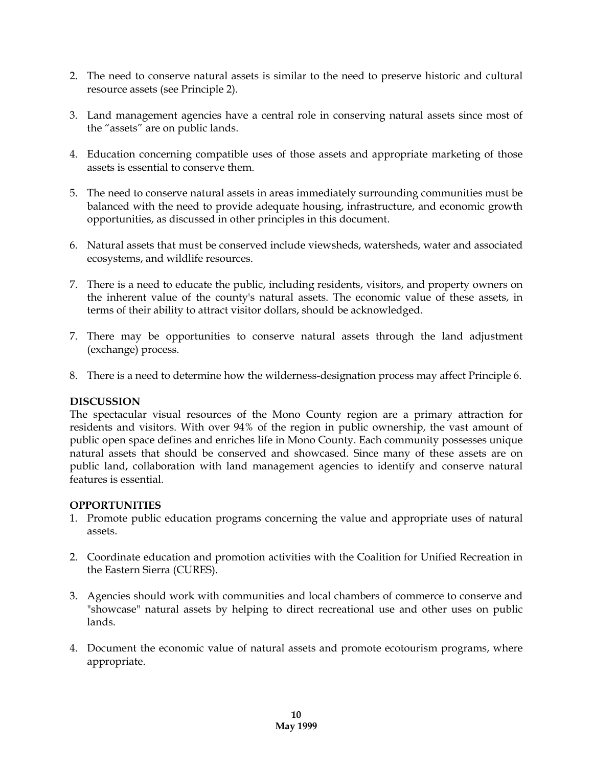2. The need to conserve natural assets is similar to the need to preserve historic and cultural resource assets (see Principle 2).

3. Land management agencies have a central role in conserving natural assets since most of the "assets" are on public lands.

4. Education concerning compatible uses of those assets and appropriate marketing of those assets is essential to conserve them.

5. The need to conserve natural assets in areas immediately surrounding communities must be balanced with the need to provide adequate housing, infrastructure, and economic growth opportunities, as discussed in other principles in this document.

6. Natural assets that must be conserved include viewsheds, watersheds, water and associated ecosystems, and wildlife resources.

7. There is a need to educate the public, including residents, visitors, and property owners on the inherent value of the county's natural assets. The economic value of these assets, in terms of their ability to attract visitor dollars, should be acknowledged.

7. There may be opportunities to conserve natural assets through the land adjustment (exchange) process.

8. There is a need to determine how the wilderness-designation process may affect Principle 6.

**DISCUSSION**

The spectacular visual resources of the Mono County region are a primary attraction for residents and visitors. With over 94% of the region in public ownership, the vast amount of public open space defines and enriches life in Mono County. Each community possesses unique natural assets that should be conserved and showcased. Since many of these assets are on public land, collaboration with land management agencies to identify and conserve natural features is essential.

**OPPORTUNITIES**

1. Promote public education programs concerning the value and appropriate uses of natural assets.

2. Coordinate education and promotion activities with the Coalition for Unified Recreation in the Eastern Sierra (CURES).

3. Agencies should work with communities and local chambers of commerce to conserve and "showcase" natural assets by helping to direct recreational use and other uses on public lands.

4. Document the economic value of natural assets and promote ecotourism programs, where appropriate.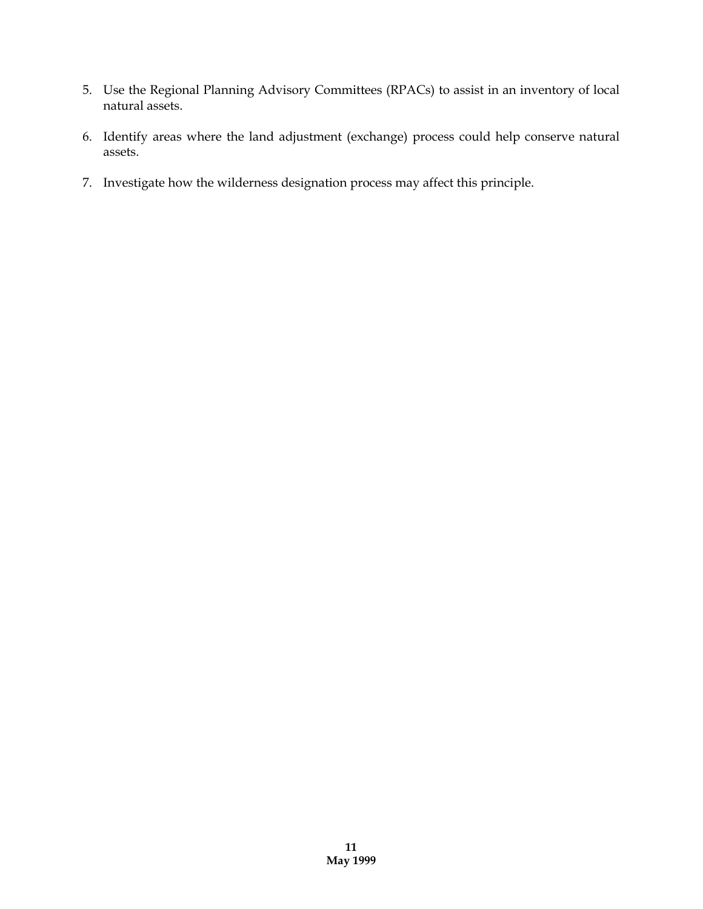5. Use the Regional Planning Advisory Committees (RPACs) to assist in an inventory of local natural assets.

6. Identify areas where the land adjustment (exchange) process could help conserve natural assets.

7. Investigate how the wilderness designation process may affect this principle.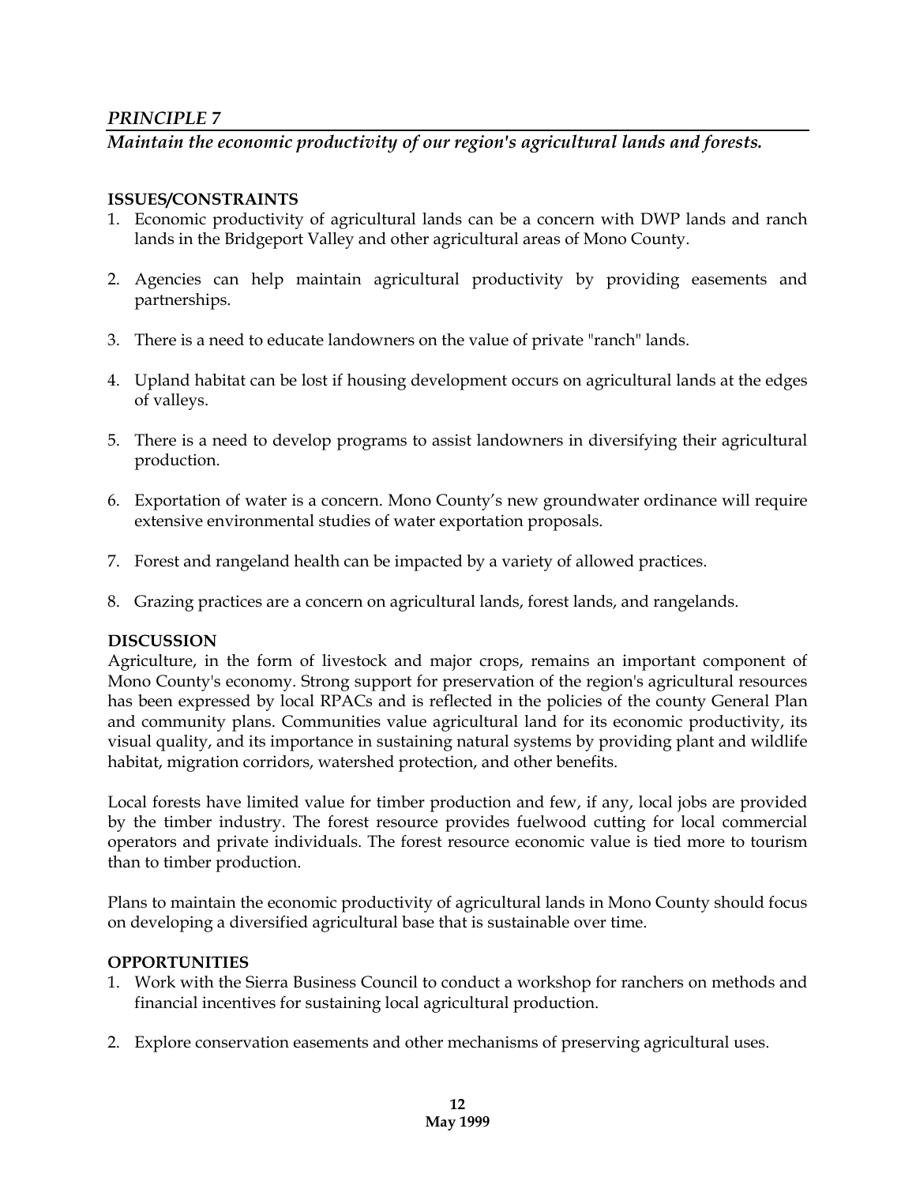## *PRINCIPLE 7*

### *Maintain the economic productivity of our region's agricultural lands and forests.*

**ISSUES/CONSTRAINTS**

1. Economic productivity of agricultural lands can be a concern with DWP lands and ranch lands in the Bridgeport Valley and other agricultural areas of Mono County.

2. Agencies can help maintain agricultural productivity by providing easements and partnerships.

3. There is a need to educate landowners on the value of private "ranch" lands.

4. Upland habitat can be lost if housing development occurs on agricultural lands at the edges of valleys.

5. There is a need to develop programs to assist landowners in diversifying their agricultural production.

6. Exportation of water is a concern. Mono County's new groundwater ordinance will require extensive environmental studies of water exportation proposals.

7. Forest and rangeland health can be impacted by a variety of allowed practices.

8. Grazing practices are a concern on agricultural lands, forest lands, and rangelands.

**DISCUSSION**

Agriculture, in the form of livestock and major crops, remains an important component of Mono County's economy. Strong support for preservation of the region's agricultural resources has been expressed by local RPACs and is reflected in the policies of the county General Plan and community plans. Communities value agricultural land for its economic productivity, its visual quality, and its importance in sustaining natural systems by providing plant and wildlife habitat, migration corridors, watershed protection, and other benefits.

Local forests have limited value for timber production and few, if any, local jobs are provided by the timber industry. The forest resource provides fuelwood cutting for local commercial operators and private individuals. The forest resource economic value is tied more to tourism than to timber production.

Plans to maintain the economic productivity of agricultural lands in Mono County should focus on developing a diversified agricultural base that is sustainable over time.

**OPPORTUNITIES**

1. Work with the Sierra Business Council to conduct a workshop for ranchers on methods and financial incentives for sustaining local agricultural production.

2. Explore conservation easements and other mechanisms of preserving agricultural uses.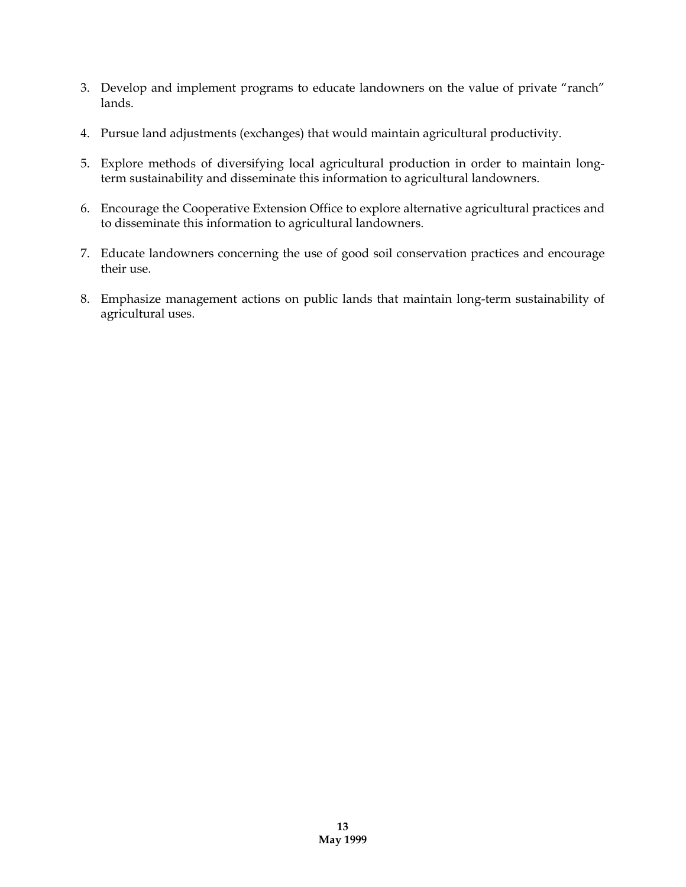3. Develop and implement programs to educate landowners on the value of private "ranch" lands.

4. Pursue land adjustments (exchanges) that would maintain agricultural productivity.

5. Explore methods of diversifying local agricultural production in order to maintain long-term sustainability and disseminate this information to agricultural landowners.

6. Encourage the Cooperative Extension Office to explore alternative agricultural practices and to disseminate this information to agricultural landowners.

7. Educate landowners concerning the use of good soil conservation practices and encourage their use.

8. Emphasize management actions on public lands that maintain long-term sustainability of agricultural uses.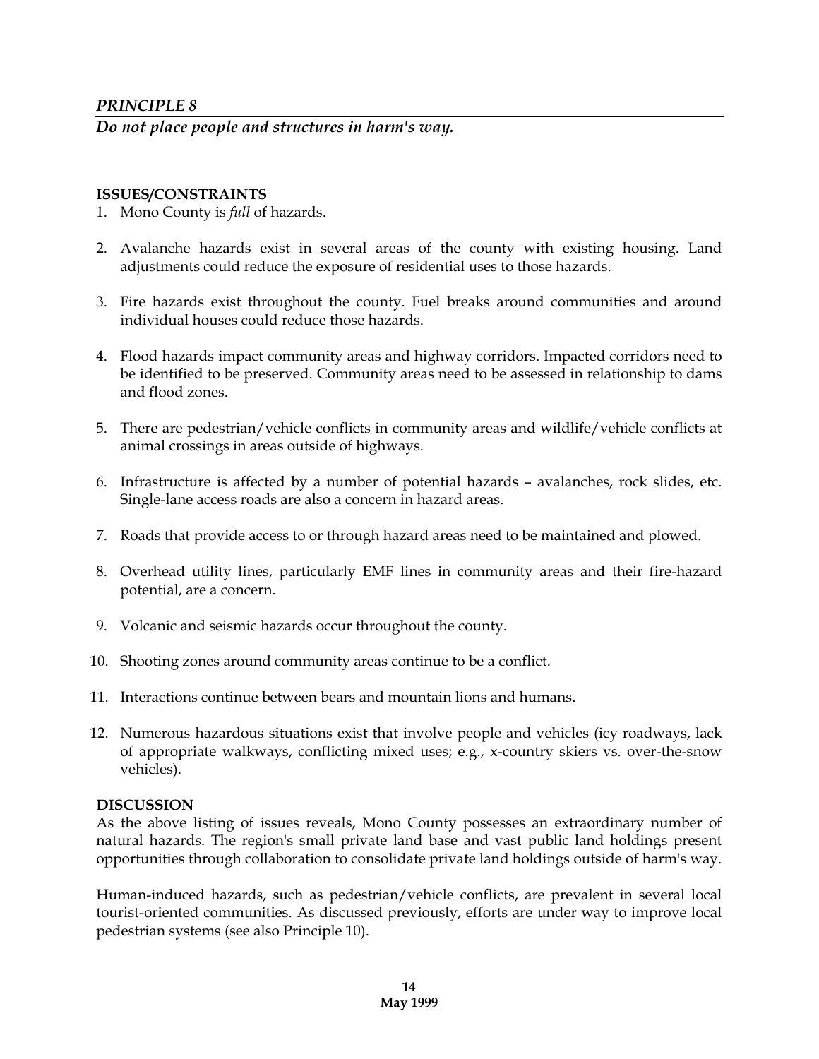## *PRINCIPLE 8*

***Do not place people and structures in harm's way.***

**ISSUES/CONSTRAINTS**

1. Mono County is *full* of hazards.

2. Avalanche hazards exist in several areas of the county with existing housing. Land adjustments could reduce the exposure of residential uses to those hazards.

3. Fire hazards exist throughout the county. Fuel breaks around communities and around individual houses could reduce those hazards.

4. Flood hazards impact community areas and highway corridors. Impacted corridors need to be identified to be preserved. Community areas need to be assessed in relationship to dams and flood zones.

5. There are pedestrian/vehicle conflicts in community areas and wildlife/vehicle conflicts at animal crossings in areas outside of highways.

6. Infrastructure is affected by a number of potential hazards – avalanches, rock slides, etc. Single-lane access roads are also a concern in hazard areas.

7. Roads that provide access to or through hazard areas need to be maintained and plowed.

8. Overhead utility lines, particularly EMF lines in community areas and their fire-hazard potential, are a concern.

9. Volcanic and seismic hazards occur throughout the county.

10. Shooting zones around community areas continue to be a conflict.

11. Interactions continue between bears and mountain lions and humans.

12. Numerous hazardous situations exist that involve people and vehicles (icy roadways, lack of appropriate walkways, conflicting mixed uses; e.g., x-country skiers vs. over-the-snow vehicles).

**DISCUSSION**

As the above listing of issues reveals, Mono County possesses an extraordinary number of natural hazards. The region's small private land base and vast public land holdings present opportunities through collaboration to consolidate private land holdings outside of harm's way.

Human-induced hazards, such as pedestrian/vehicle conflicts, are prevalent in several local tourist-oriented communities. As discussed previously, efforts are under way to improve local pedestrian systems (see also Principle 10).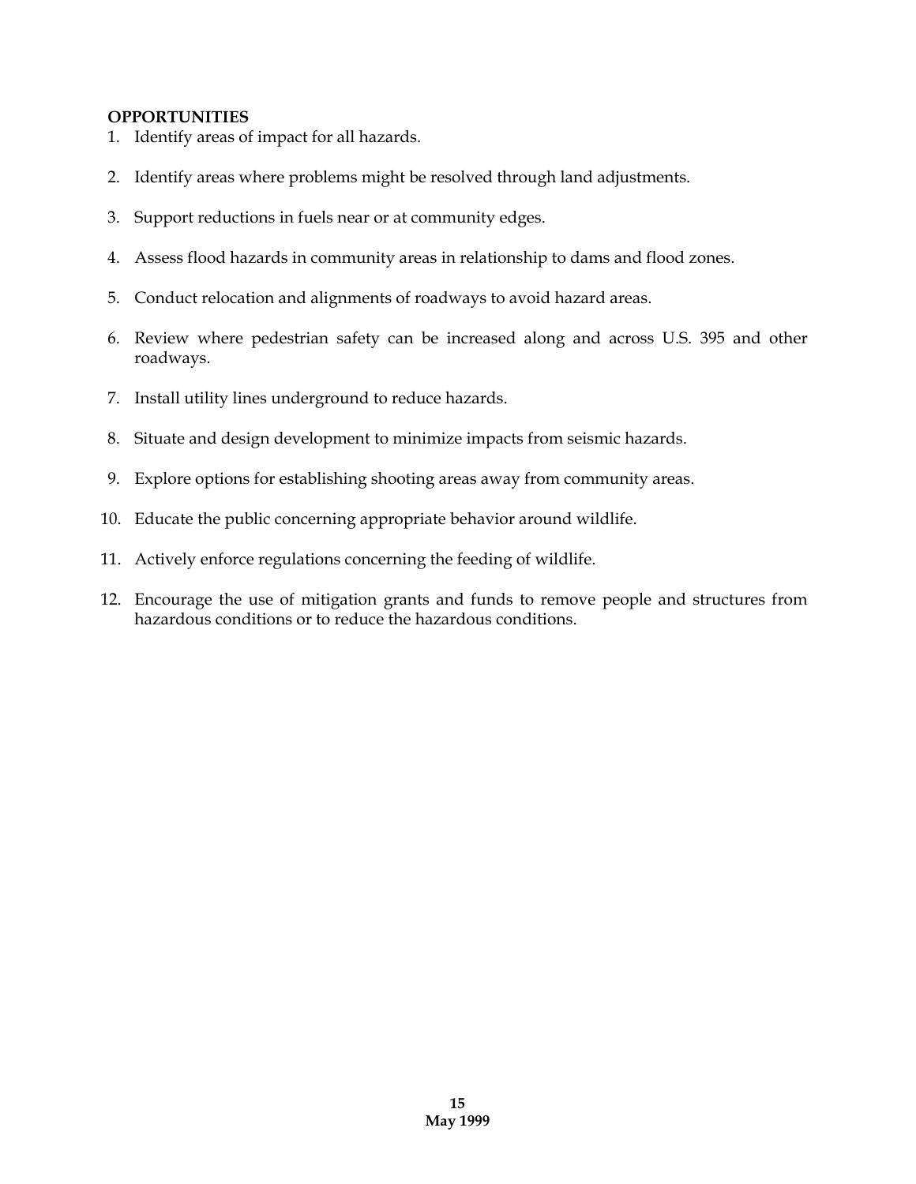**OPPORTUNITIES**

1. Identify areas of impact for all hazards.
2. Identify areas where problems might be resolved through land adjustments.
3. Support reductions in fuels near or at community edges.
4. Assess flood hazards in community areas in relationship to dams and flood zones.
5. Conduct relocation and alignments of roadways to avoid hazard areas.
6. Review where pedestrian safety can be increased along and across U.S. 395 and other roadways.
7. Install utility lines underground to reduce hazards.
8. Situate and design development to minimize impacts from seismic hazards.
9. Explore options for establishing shooting areas away from community areas.
10. Educate the public concerning appropriate behavior around wildlife.
11. Actively enforce regulations concerning the feeding of wildlife.
12. Encourage the use of mitigation grants and funds to remove people and structures from hazardous conditions or to reduce the hazardous conditions.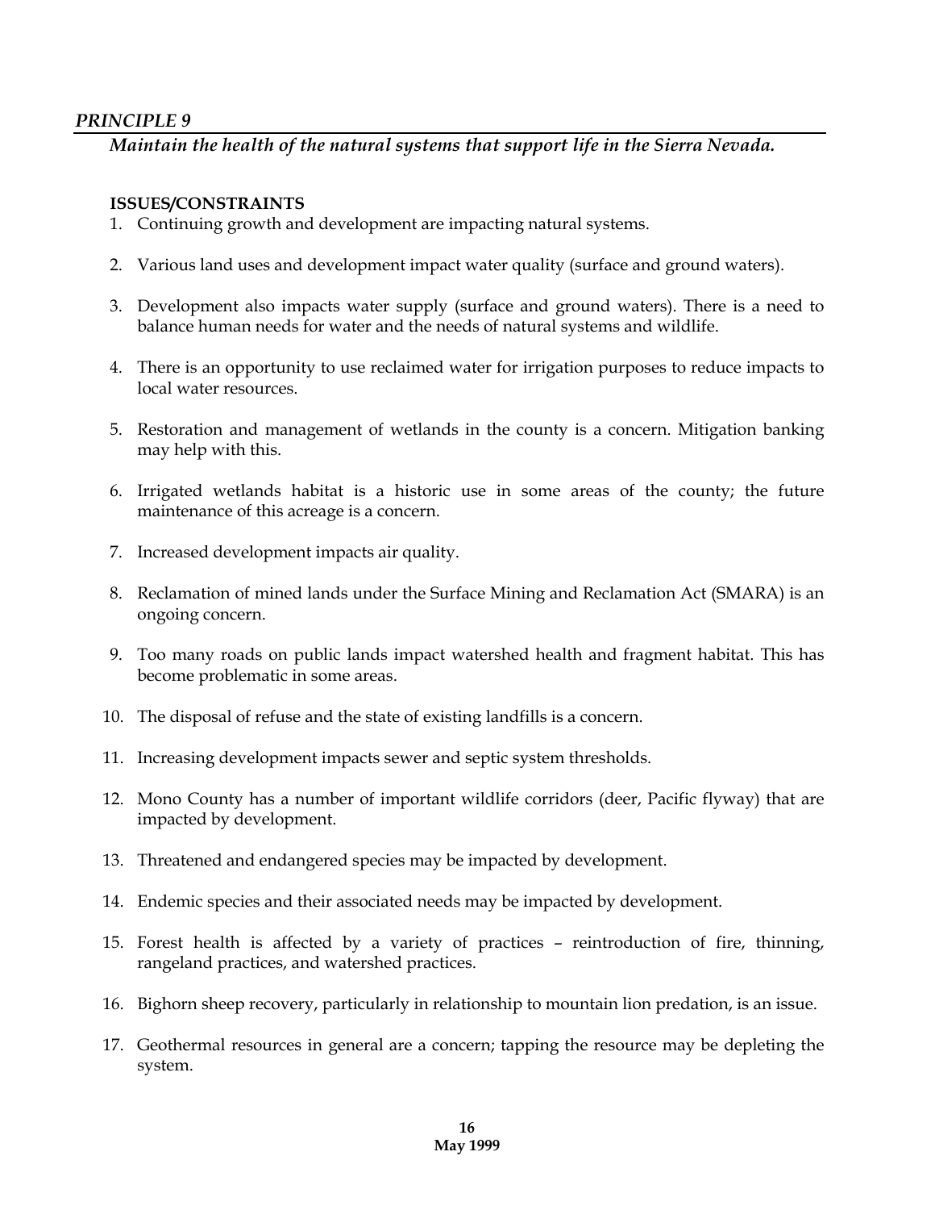## *PRINCIPLE 9*

### *Maintain the health of the natural systems that support life in the Sierra Nevada.*

**ISSUES/CONSTRAINTS**

1. Continuing growth and development are impacting natural systems.
2. Various land uses and development impact water quality (surface and ground waters).
3. Development also impacts water supply (surface and ground waters). There is a need to balance human needs for water and the needs of natural systems and wildlife.
4. There is an opportunity to use reclaimed water for irrigation purposes to reduce impacts to local water resources.
5. Restoration and management of wetlands in the county is a concern. Mitigation banking may help with this.
6. Irrigated wetlands habitat is a historic use in some areas of the county; the future maintenance of this acreage is a concern.
7. Increased development impacts air quality.
8. Reclamation of mined lands under the Surface Mining and Reclamation Act (SMARA) is an ongoing concern.
9. Too many roads on public lands impact watershed health and fragment habitat. This has become problematic in some areas.
10. The disposal of refuse and the state of existing landfills is a concern.
11. Increasing development impacts sewer and septic system thresholds.
12. Mono County has a number of important wildlife corridors (deer, Pacific flyway) that are impacted by development.
13. Threatened and endangered species may be impacted by development.
14. Endemic species and their associated needs may be impacted by development.
15. Forest health is affected by a variety of practices – reintroduction of fire, thinning, rangeland practices, and watershed practices.
16. Bighorn sheep recovery, particularly in relationship to mountain lion predation, is an issue.
17. Geothermal resources in general are a concern; tapping the resource may be depleting the system.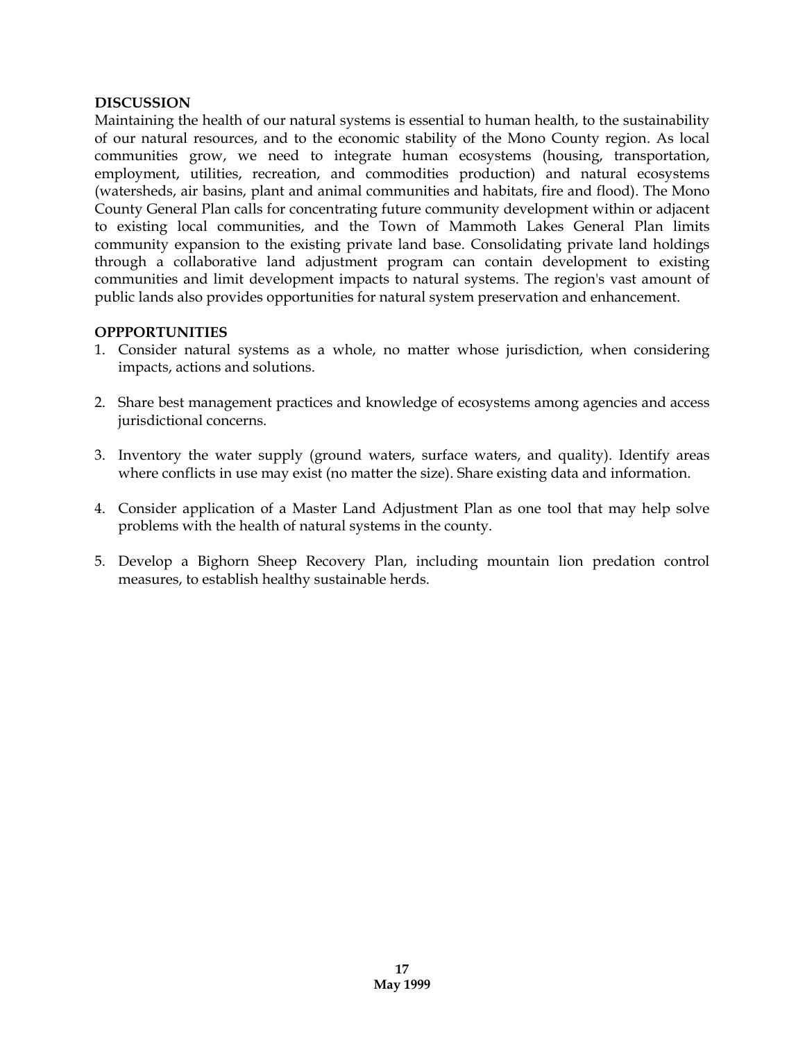**DISCUSSION**

Maintaining the health of our natural systems is essential to human health, to the sustainability of our natural resources, and to the economic stability of the Mono County region. As local communities grow, we need to integrate human ecosystems (housing, transportation, employment, utilities, recreation, and commodities production) and natural ecosystems (watersheds, air basins, plant and animal communities and habitats, fire and flood). The Mono County General Plan calls for concentrating future community development within or adjacent to existing local communities, and the Town of Mammoth Lakes General Plan limits community expansion to the existing private land base. Consolidating private land holdings through a collaborative land adjustment program can contain development to existing communities and limit development impacts to natural systems. The region's vast amount of public lands also provides opportunities for natural system preservation and enhancement.

**OPPPORTUNITIES**

1. Consider natural systems as a whole, no matter whose jurisdiction, when considering impacts, actions and solutions.

2. Share best management practices and knowledge of ecosystems among agencies and access jurisdictional concerns.

3. Inventory the water supply (ground waters, surface waters, and quality). Identify areas where conflicts in use may exist (no matter the size). Share existing data and information.

4. Consider application of a Master Land Adjustment Plan as one tool that may help solve problems with the health of natural systems in the county.

5. Develop a Bighorn Sheep Recovery Plan, including mountain lion predation control measures, to establish healthy sustainable herds.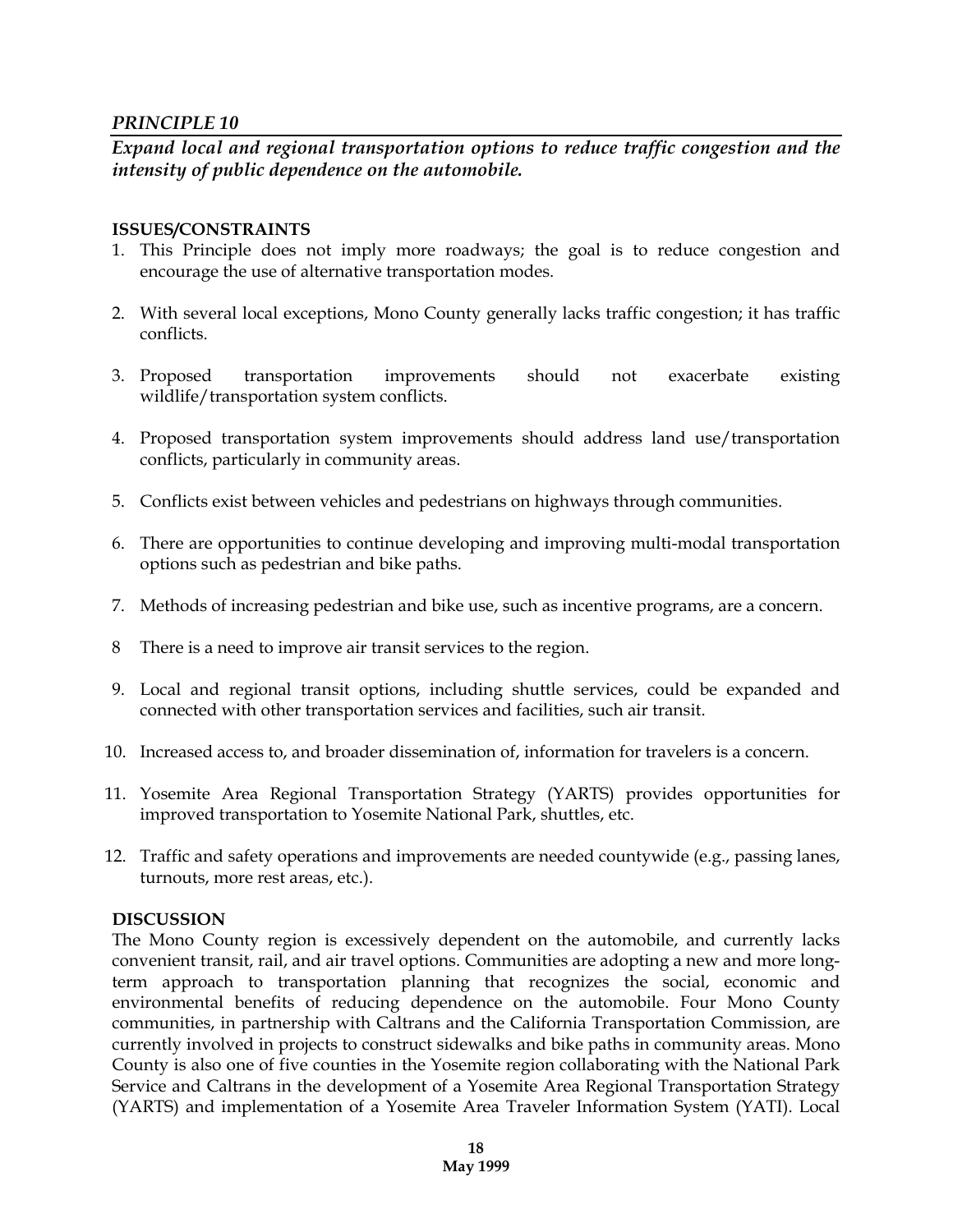*PRINCIPLE 10*

***Expand local and regional transportation options to reduce traffic congestion and the intensity of public dependence on the automobile.***

**ISSUES/CONSTRAINTS**

1. This Principle does not imply more roadways; the goal is to reduce congestion and encourage the use of alternative transportation modes.

2. With several local exceptions, Mono County generally lacks traffic congestion; it has traffic conflicts.

3. Proposed transportation improvements should not exacerbate existing wildlife/transportation system conflicts.

4. Proposed transportation system improvements should address land use/transportation conflicts, particularly in community areas.

5. Conflicts exist between vehicles and pedestrians on highways through communities.

6. There are opportunities to continue developing and improving multi-modal transportation options such as pedestrian and bike paths.

7. Methods of increasing pedestrian and bike use, such as incentive programs, are a concern.

8 There is a need to improve air transit services to the region.

9. Local and regional transit options, including shuttle services, could be expanded and connected with other transportation services and facilities, such air transit.

10. Increased access to, and broader dissemination of, information for travelers is a concern.

11. Yosemite Area Regional Transportation Strategy (YARTS) provides opportunities for improved transportation to Yosemite National Park, shuttles, etc.

12. Traffic and safety operations and improvements are needed countywide (e.g., passing lanes, turnouts, more rest areas, etc.).

**DISCUSSION**

The Mono County region is excessively dependent on the automobile, and currently lacks convenient transit, rail, and air travel options. Communities are adopting a new and more long-term approach to transportation planning that recognizes the social, economic and environmental benefits of reducing dependence on the automobile. Four Mono County communities, in partnership with Caltrans and the California Transportation Commission, are currently involved in projects to construct sidewalks and bike paths in community areas. Mono County is also one of five counties in the Yosemite region collaborating with the National Park Service and Caltrans in the development of a Yosemite Area Regional Transportation Strategy (YARTS) and implementation of a Yosemite Area Traveler Information System (YATI). Local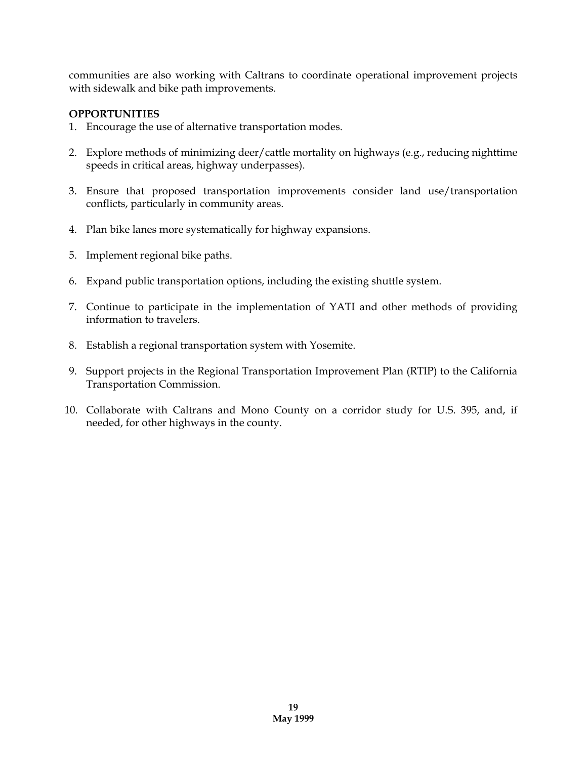communities are also working with Caltrans to coordinate operational improvement projects with sidewalk and bike path improvements.

**OPPORTUNITIES**

1. Encourage the use of alternative transportation modes.
2. Explore methods of minimizing deer/cattle mortality on highways (e.g., reducing nighttime speeds in critical areas, highway underpasses).
3. Ensure that proposed transportation improvements consider land use/transportation conflicts, particularly in community areas.
4. Plan bike lanes more systematically for highway expansions.
5. Implement regional bike paths.
6. Expand public transportation options, including the existing shuttle system.
7. Continue to participate in the implementation of YATI and other methods of providing information to travelers.
8. Establish a regional transportation system with Yosemite.
9. Support projects in the Regional Transportation Improvement Plan (RTIP) to the California Transportation Commission.
10. Collaborate with Caltrans and Mono County on a corridor study for U.S. 395, and, if needed, for other highways in the county.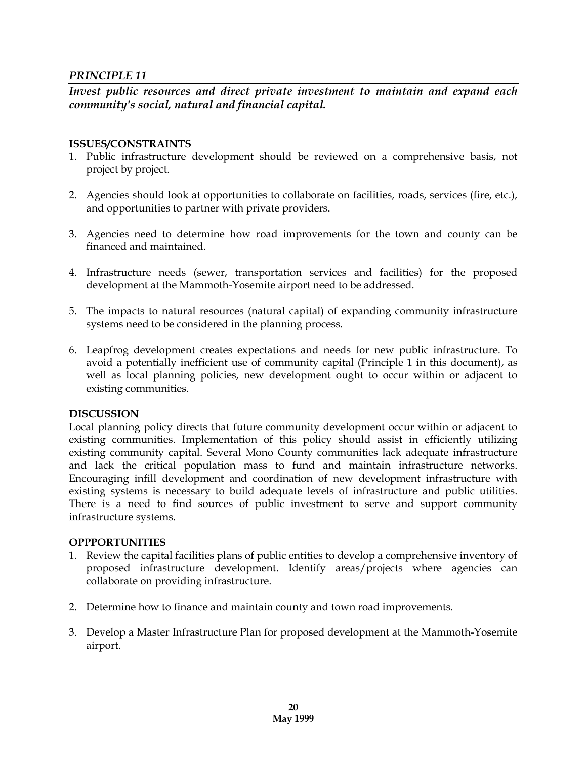## *PRINCIPLE 11*

***Invest public resources and direct private investment to maintain and expand each community's social, natural and financial capital.***

**ISSUES/CONSTRAINTS**

1. Public infrastructure development should be reviewed on a comprehensive basis, not project by project.

2. Agencies should look at opportunities to collaborate on facilities, roads, services (fire, etc.), and opportunities to partner with private providers.

3. Agencies need to determine how road improvements for the town and county can be financed and maintained.

4. Infrastructure needs (sewer, transportation services and facilities) for the proposed development at the Mammoth-Yosemite airport need to be addressed.

5. The impacts to natural resources (natural capital) of expanding community infrastructure systems need to be considered in the planning process.

6. Leapfrog development creates expectations and needs for new public infrastructure. To avoid a potentially inefficient use of community capital (Principle 1 in this document), as well as local planning policies, new development ought to occur within or adjacent to existing communities.

**DISCUSSION**

Local planning policy directs that future community development occur within or adjacent to existing communities. Implementation of this policy should assist in efficiently utilizing existing community capital. Several Mono County communities lack adequate infrastructure and lack the critical population mass to fund and maintain infrastructure networks. Encouraging infill development and coordination of new development infrastructure with existing systems is necessary to build adequate levels of infrastructure and public utilities. There is a need to find sources of public investment to serve and support community infrastructure systems.

**OPPPORTUNITIES**

1. Review the capital facilities plans of public entities to develop a comprehensive inventory of proposed infrastructure development. Identify areas/projects where agencies can collaborate on providing infrastructure.

2. Determine how to finance and maintain county and town road improvements.

3. Develop a Master Infrastructure Plan for proposed development at the Mammoth-Yosemite airport.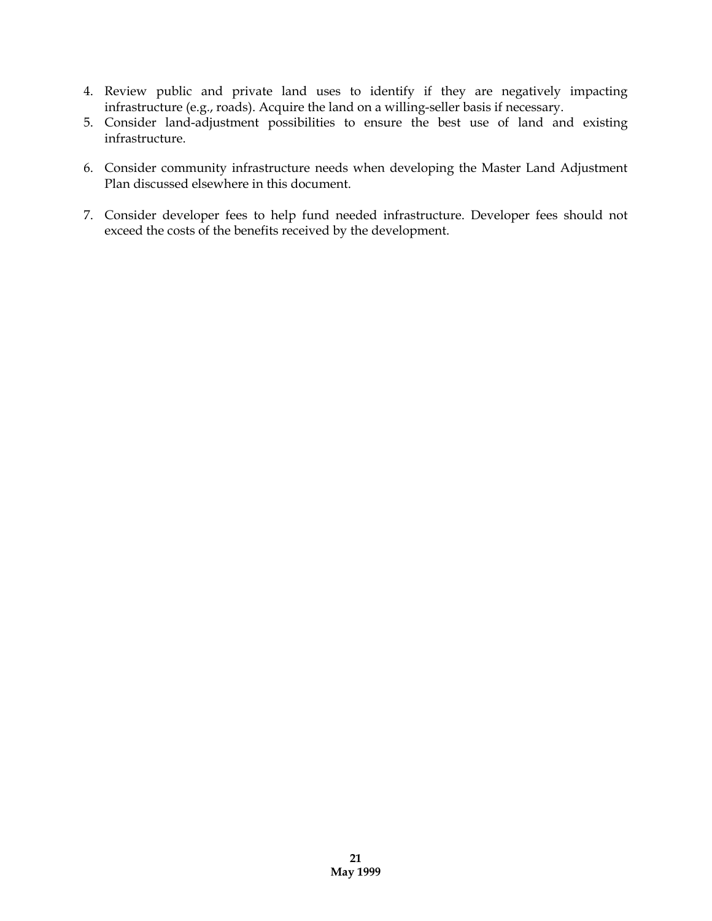4. Review public and private land uses to identify if they are negatively impacting infrastructure (e.g., roads). Acquire the land on a willing-seller basis if necessary.
5. Consider land-adjustment possibilities to ensure the best use of land and existing infrastructure.
6. Consider community infrastructure needs when developing the Master Land Adjustment Plan discussed elsewhere in this document.
7. Consider developer fees to help fund needed infrastructure. Developer fees should not exceed the costs of the benefits received by the development.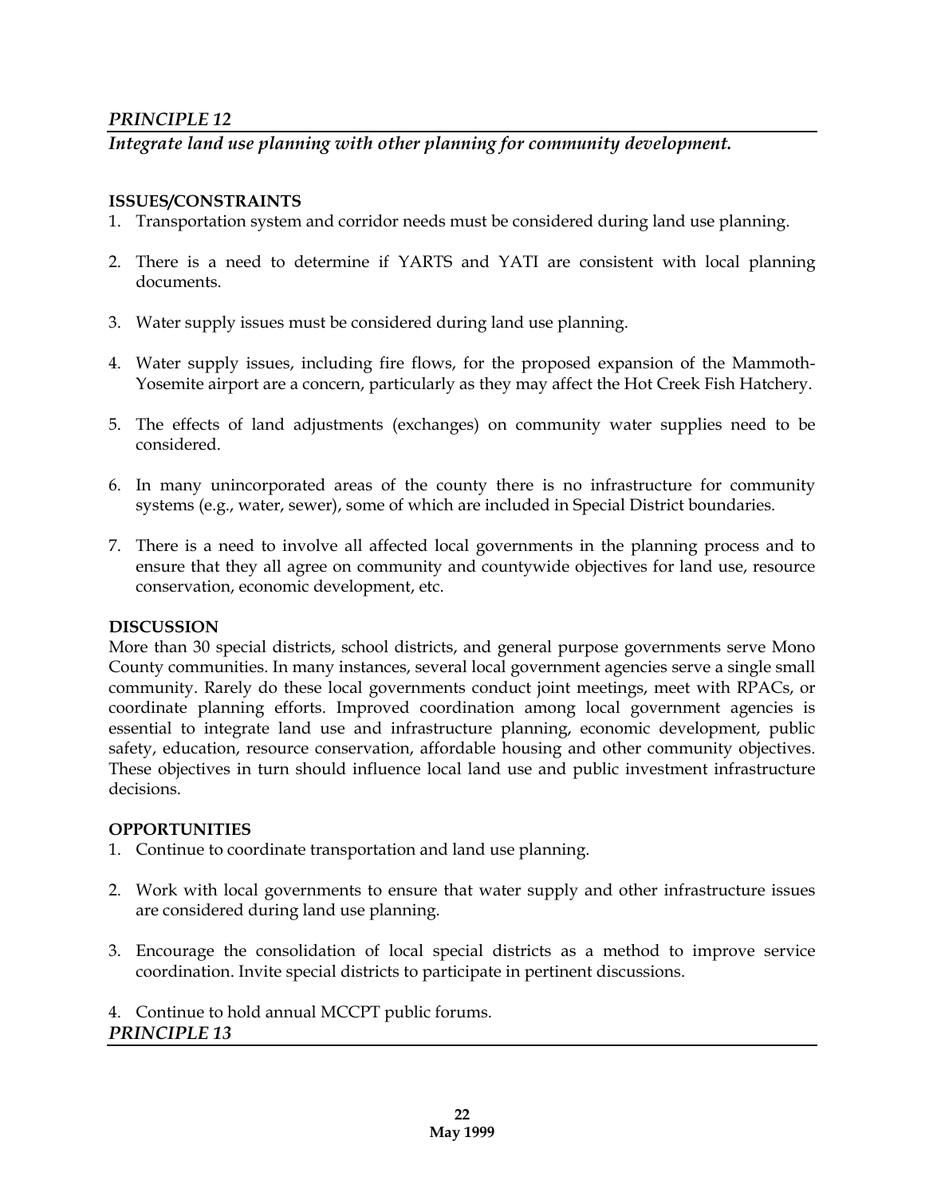## *PRINCIPLE 12*

### *Integrate land use planning with other planning for community development.*

**ISSUES/CONSTRAINTS**

1. Transportation system and corridor needs must be considered during land use planning.

2. There is a need to determine if YARTS and YATI are consistent with local planning documents.

3. Water supply issues must be considered during land use planning.

4. Water supply issues, including fire flows, for the proposed expansion of the Mammoth-Yosemite airport are a concern, particularly as they may affect the Hot Creek Fish Hatchery.

5. The effects of land adjustments (exchanges) on community water supplies need to be considered.

6. In many unincorporated areas of the county there is no infrastructure for community systems (e.g., water, sewer), some of which are included in Special District boundaries.

7. There is a need to involve all affected local governments in the planning process and to ensure that they all agree on community and countywide objectives for land use, resource conservation, economic development, etc.

**DISCUSSION**

More than 30 special districts, school districts, and general purpose governments serve Mono County communities. In many instances, several local government agencies serve a single small community. Rarely do these local governments conduct joint meetings, meet with RPACs, or coordinate planning efforts. Improved coordination among local government agencies is essential to integrate land use and infrastructure planning, economic development, public safety, education, resource conservation, affordable housing and other community objectives. These objectives in turn should influence local land use and public investment infrastructure decisions.

**OPPORTUNITIES**

1. Continue to coordinate transportation and land use planning.

2. Work with local governments to ensure that water supply and other infrastructure issues are considered during land use planning.

3. Encourage the consolidation of local special districts as a method to improve service coordination. Invite special districts to participate in pertinent discussions.

4. Continue to hold annual MCCPT public forums.

## *PRINCIPLE 13*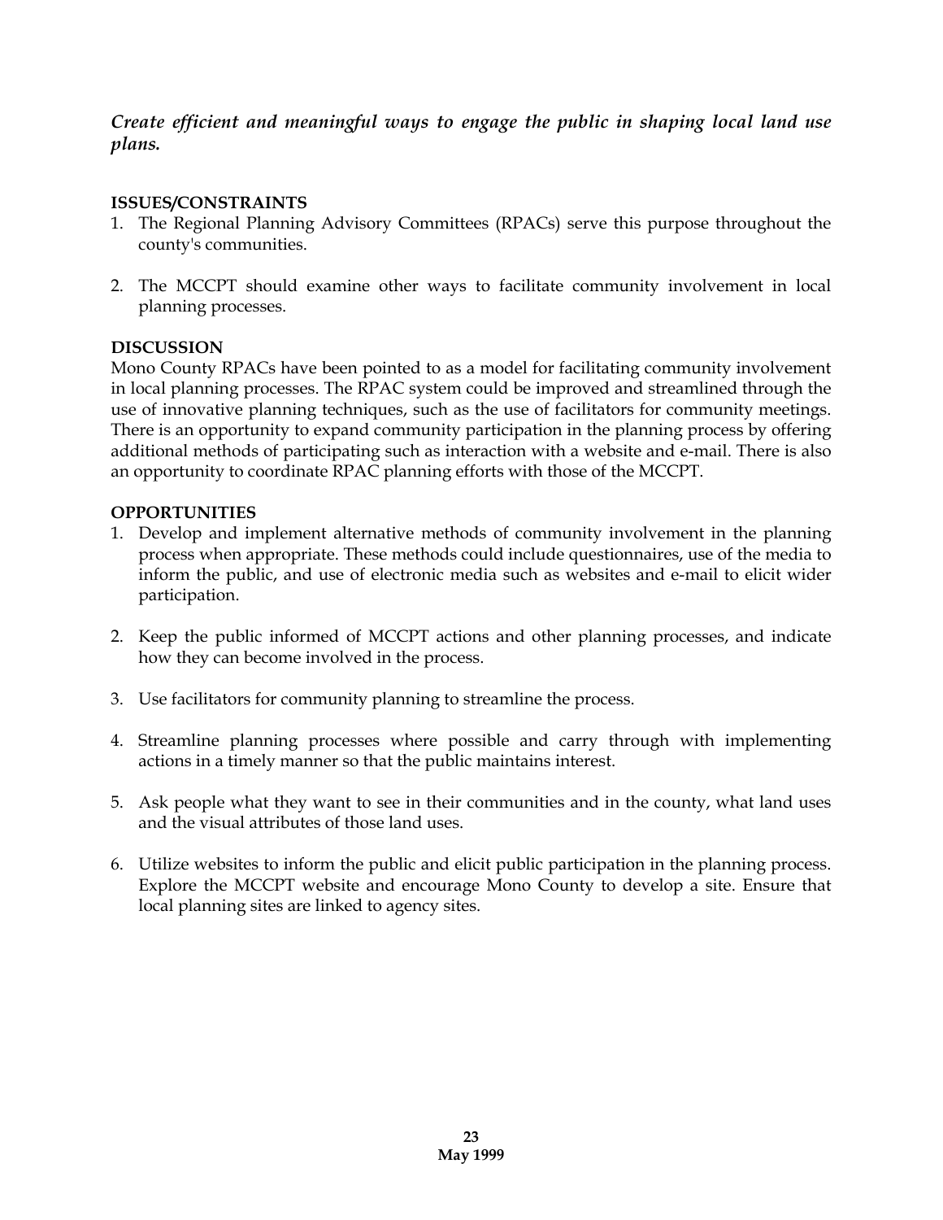***Create efficient and meaningful ways to engage the public in shaping local land use plans.***

**ISSUES/CONSTRAINTS**

1. The Regional Planning Advisory Committees (RPACs) serve this purpose throughout the county's communities.

2. The MCCPT should examine other ways to facilitate community involvement in local planning processes.

**DISCUSSION**

Mono County RPACs have been pointed to as a model for facilitating community involvement in local planning processes. The RPAC system could be improved and streamlined through the use of innovative planning techniques, such as the use of facilitators for community meetings. There is an opportunity to expand community participation in the planning process by offering additional methods of participating such as interaction with a website and e-mail. There is also an opportunity to coordinate RPAC planning efforts with those of the MCCPT.

**OPPORTUNITIES**

1. Develop and implement alternative methods of community involvement in the planning process when appropriate. These methods could include questionnaires, use of the media to inform the public, and use of electronic media such as websites and e-mail to elicit wider participation.

2. Keep the public informed of MCCPT actions and other planning processes, and indicate how they can become involved in the process.

3. Use facilitators for community planning to streamline the process.

4. Streamline planning processes where possible and carry through with implementing actions in a timely manner so that the public maintains interest.

5. Ask people what they want to see in their communities and in the county, what land uses and the visual attributes of those land uses.

6. Utilize websites to inform the public and elicit public participation in the planning process. Explore the MCCPT website and encourage Mono County to develop a site. Ensure that local planning sites are linked to agency sites.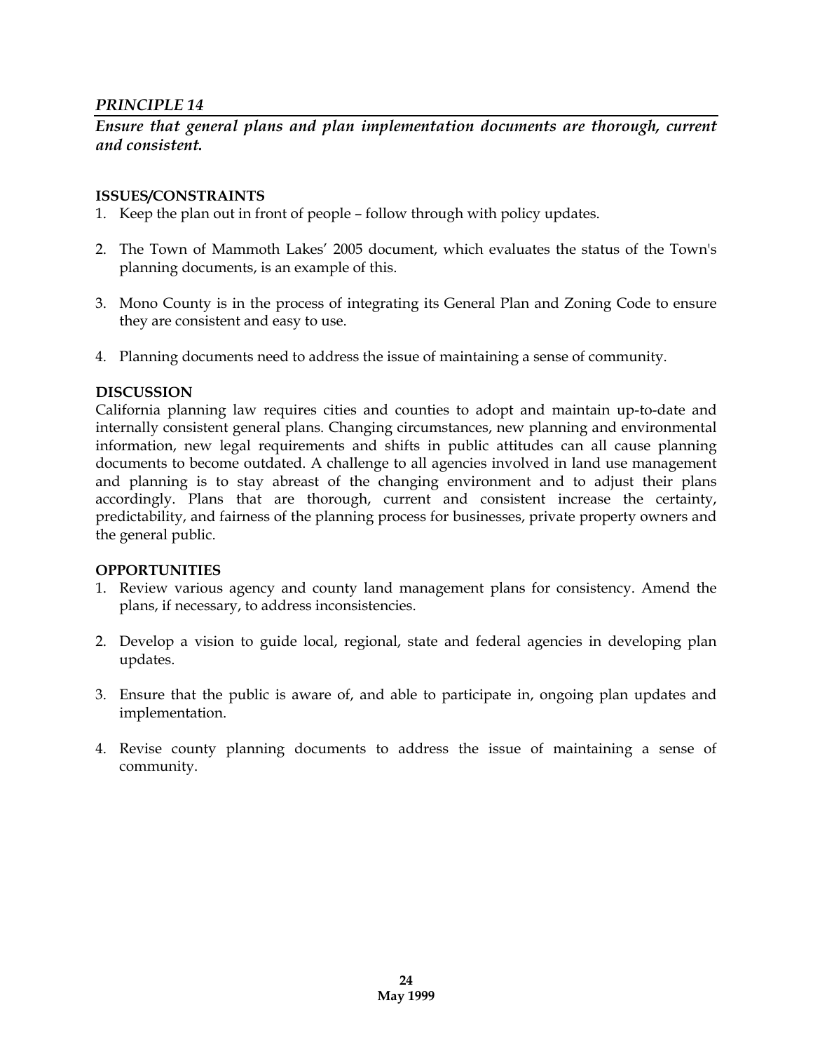## *PRINCIPLE 14*

***Ensure that general plans and plan implementation documents are thorough, current and consistent.***

**ISSUES/CONSTRAINTS**

1. Keep the plan out in front of people – follow through with policy updates.

2. The Town of Mammoth Lakes' 2005 document, which evaluates the status of the Town's planning documents, is an example of this.

3. Mono County is in the process of integrating its General Plan and Zoning Code to ensure they are consistent and easy to use.

4. Planning documents need to address the issue of maintaining a sense of community.

**DISCUSSION**

California planning law requires cities and counties to adopt and maintain up-to-date and internally consistent general plans. Changing circumstances, new planning and environmental information, new legal requirements and shifts in public attitudes can all cause planning documents to become outdated. A challenge to all agencies involved in land use management and planning is to stay abreast of the changing environment and to adjust their plans accordingly. Plans that are thorough, current and consistent increase the certainty, predictability, and fairness of the planning process for businesses, private property owners and the general public.

**OPPORTUNITIES**

1. Review various agency and county land management plans for consistency. Amend the plans, if necessary, to address inconsistencies.

2. Develop a vision to guide local, regional, state and federal agencies in developing plan updates.

3. Ensure that the public is aware of, and able to participate in, ongoing plan updates and implementation.

4. Revise county planning documents to address the issue of maintaining a sense of community.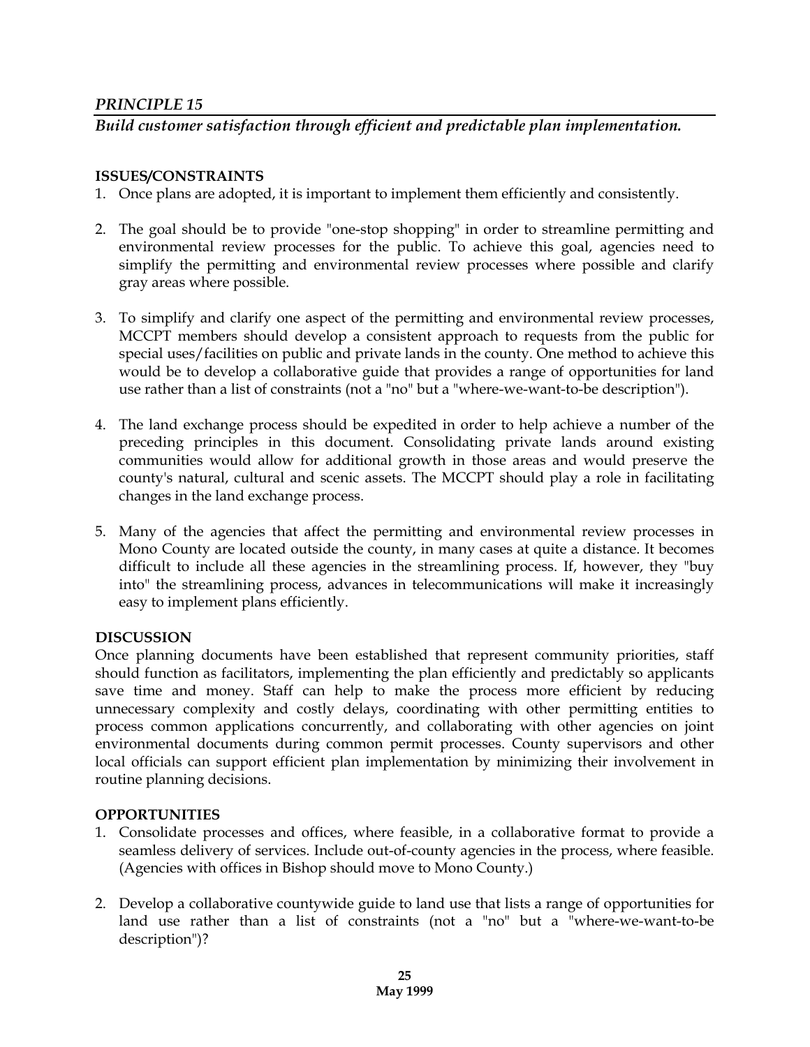## *PRINCIPLE 15*

***Build customer satisfaction through efficient and predictable plan implementation.***

**ISSUES/CONSTRAINTS**

1. Once plans are adopted, it is important to implement them efficiently and consistently.

2. The goal should be to provide "one-stop shopping" in order to streamline permitting and environmental review processes for the public. To achieve this goal, agencies need to simplify the permitting and environmental review processes where possible and clarify gray areas where possible.

3. To simplify and clarify one aspect of the permitting and environmental review processes, MCCPT members should develop a consistent approach to requests from the public for special uses/facilities on public and private lands in the county. One method to achieve this would be to develop a collaborative guide that provides a range of opportunities for land use rather than a list of constraints (not a "no" but a "where-we-want-to-be description").

4. The land exchange process should be expedited in order to help achieve a number of the preceding principles in this document. Consolidating private lands around existing communities would allow for additional growth in those areas and would preserve the county's natural, cultural and scenic assets. The MCCPT should play a role in facilitating changes in the land exchange process.

5. Many of the agencies that affect the permitting and environmental review processes in Mono County are located outside the county, in many cases at quite a distance. It becomes difficult to include all these agencies in the streamlining process. If, however, they "buy into" the streamlining process, advances in telecommunications will make it increasingly easy to implement plans efficiently.

**DISCUSSION**

Once planning documents have been established that represent community priorities, staff should function as facilitators, implementing the plan efficiently and predictably so applicants save time and money. Staff can help to make the process more efficient by reducing unnecessary complexity and costly delays, coordinating with other permitting entities to process common applications concurrently, and collaborating with other agencies on joint environmental documents during common permit processes. County supervisors and other local officials can support efficient plan implementation by minimizing their involvement in routine planning decisions.

**OPPORTUNITIES**

1. Consolidate processes and offices, where feasible, in a collaborative format to provide a seamless delivery of services. Include out-of-county agencies in the process, where feasible. (Agencies with offices in Bishop should move to Mono County.)

2. Develop a collaborative countywide guide to land use that lists a range of opportunities for land use rather than a list of constraints (not a "no" but a "where-we-want-to-be description")?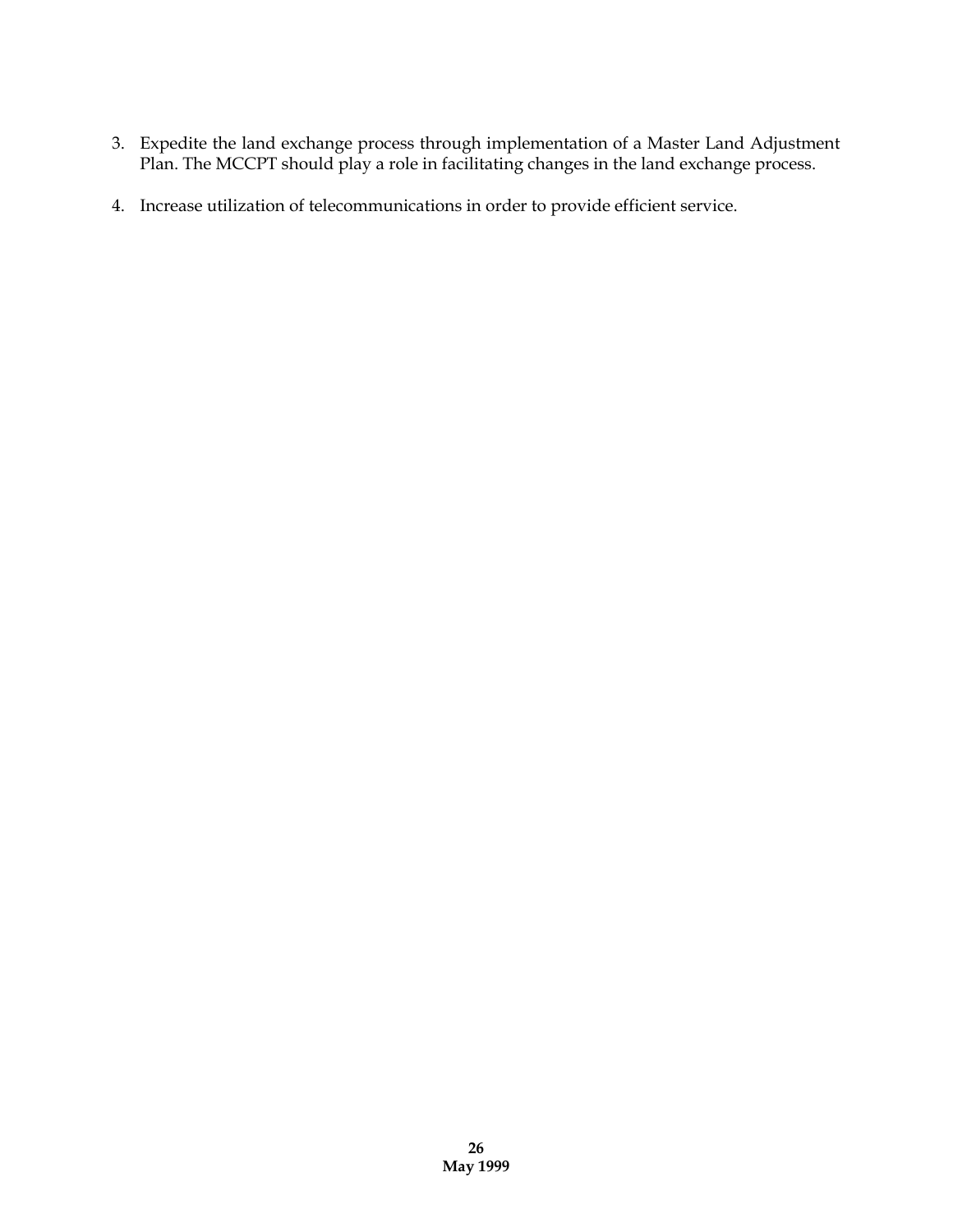3. Expedite the land exchange process through implementation of a Master Land Adjustment Plan. The MCCPT should play a role in facilitating changes in the land exchange process.

4. Increase utilization of telecommunications in order to provide efficient service.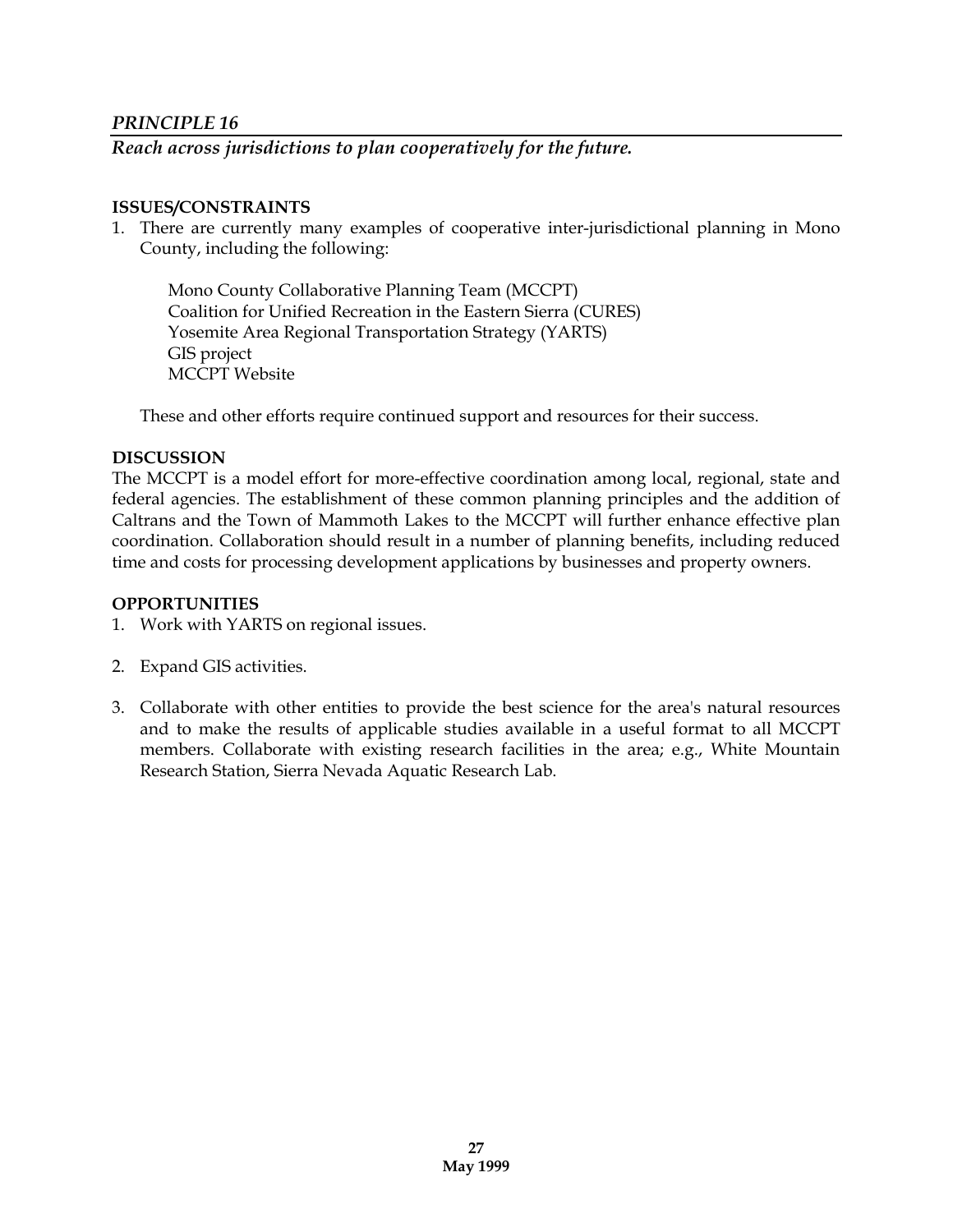## *PRINCIPLE 16*

***Reach across jurisdictions to plan cooperatively for the future.***

**ISSUES/CONSTRAINTS**

1. There are currently many examples of cooperative inter-jurisdictional planning in Mono County, including the following:

   Mono County Collaborative Planning Team (MCCPT)
   Coalition for Unified Recreation in the Eastern Sierra (CURES)
   Yosemite Area Regional Transportation Strategy (YARTS)
   GIS project
   MCCPT Website

   These and other efforts require continued support and resources for their success.

**DISCUSSION**

The MCCPT is a model effort for more-effective coordination among local, regional, state and federal agencies. The establishment of these common planning principles and the addition of Caltrans and the Town of Mammoth Lakes to the MCCPT will further enhance effective plan coordination. Collaboration should result in a number of planning benefits, including reduced time and costs for processing development applications by businesses and property owners.

**OPPORTUNITIES**

1. Work with YARTS on regional issues.

2. Expand GIS activities.

3. Collaborate with other entities to provide the best science for the area's natural resources and to make the results of applicable studies available in a useful format to all MCCPT members. Collaborate with existing research facilities in the area; e.g., White Mountain Research Station, Sierra Nevada Aquatic Research Lab.